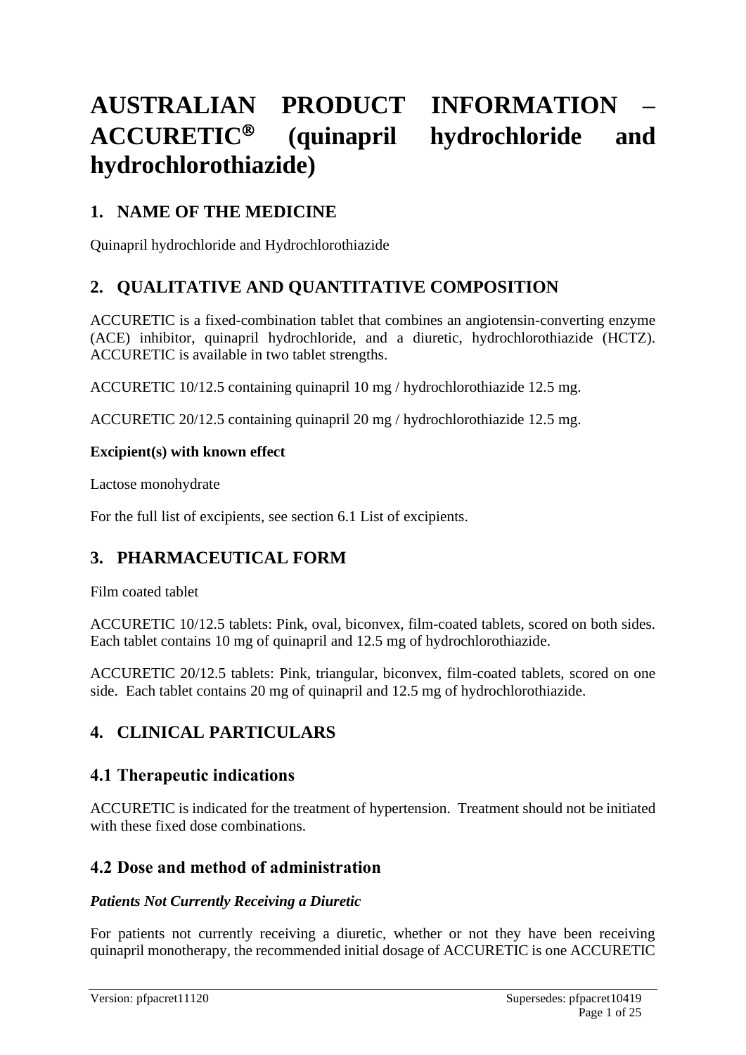# AUSTRALIAN PRODUCT INFORMATION – ACCURETIC® (quinapril hydrochloride and hydrochlorothiazide)

## 1. NAME OF THE MEDICINE

Quinapril hydrochloride and Hydrochlorothiazide

## 2. QUALITATIVE AND QUANTITATIVE COMPOSITION

ACCURETIC is a fixed-combination tablet that combines an angiotensin-converting enzyme (ACE) inhibitor, quinapril hydrochloride, and a diuretic, hydrochlorothiazide (HCTZ). ACCURETIC is available in two tablet strengths.

ACCURETIC 10/12.5 containing quinapril 10 mg / hydrochlorothiazide 12.5 mg.

ACCURETIC 20/12.5 containing quinapril 20 mg / hydrochlorothiazide 12.5 mg.

**Excipient(s) with known effect**

Lactose monohydrate

For the full list of excipients, see section 6.1 List of excipients.

## 3. PHARMACEUTICAL FORM

Film coated tablet

ACCURETIC 10/12.5 tablets: Pink, oval, biconvex, film-coated tablets, scored on both sides. Each tablet contains 10 mg of quinapril and 12.5 mg of hydrochlorothiazide.

ACCURETIC 20/12.5 tablets: Pink, triangular, biconvex, film-coated tablets, scored on one side. Each tablet contains 20 mg of quinapril and 12.5 mg of hydrochlorothiazide.

## 4. CLINICAL PARTICULARS

### 4.1 Therapeutic indications

ACCURETIC is indicated for the treatment of hypertension. Treatment should not be initiated with these fixed dose combinations.

### 4.2 Dose and method of administration

***Patients Not Currently Receiving a Diuretic***

For patients not currently receiving a diuretic, whether or not they have been receiving quinapril monotherapy, the recommended initial dosage of ACCURETIC is one ACCURETIC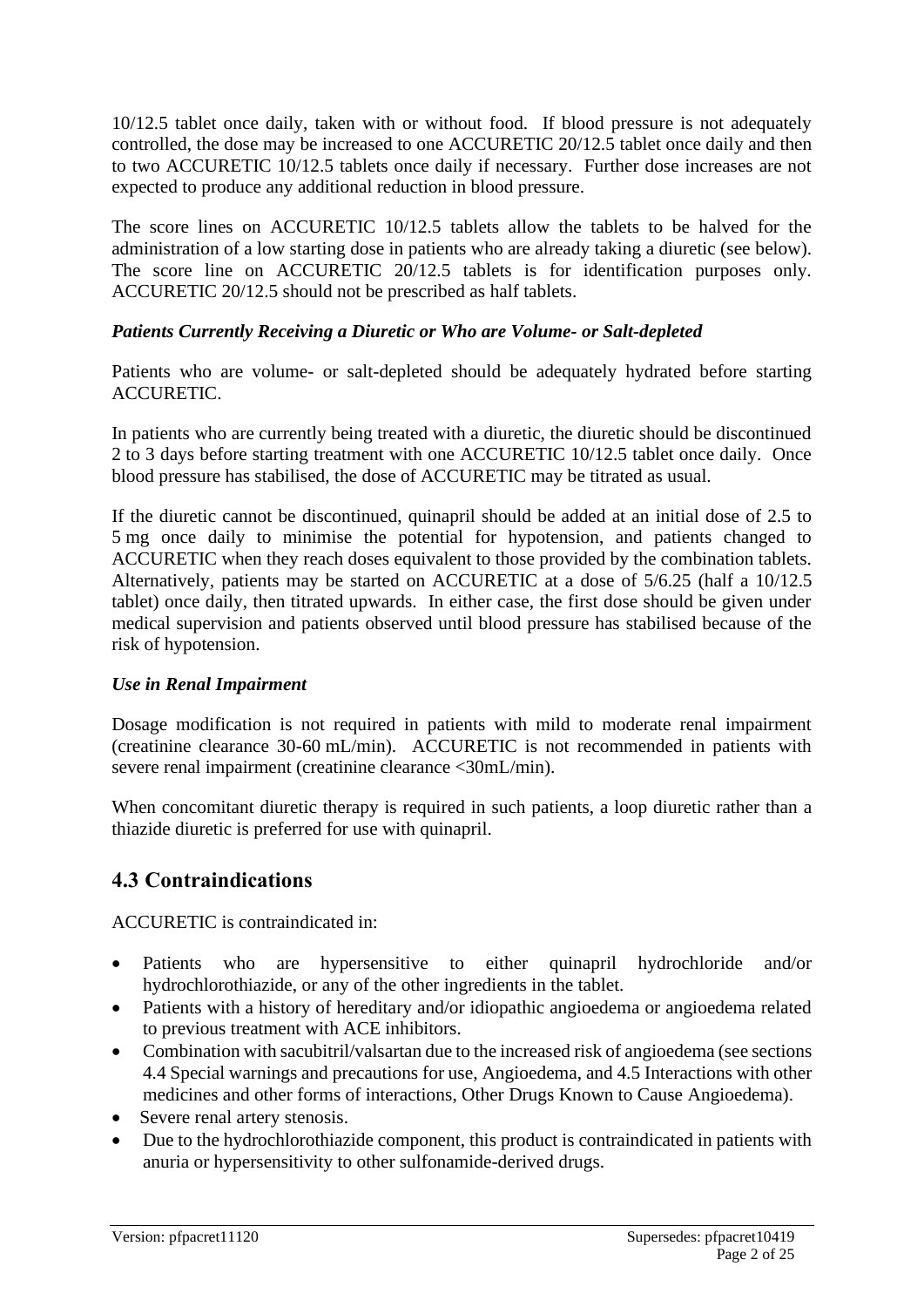10/12.5 tablet once daily, taken with or without food. If blood pressure is not adequately controlled, the dose may be increased to one ACCURETIC 20/12.5 tablet once daily and then to two ACCURETIC 10/12.5 tablets once daily if necessary. Further dose increases are not expected to produce any additional reduction in blood pressure.

The score lines on ACCURETIC 10/12.5 tablets allow the tablets to be halved for the administration of a low starting dose in patients who are already taking a diuretic (see below). The score line on ACCURETIC 20/12.5 tablets is for identification purposes only. ACCURETIC 20/12.5 should not be prescribed as half tablets.

***Patients Currently Receiving a Diuretic or Who are Volume- or Salt-depleted***

Patients who are volume- or salt-depleted should be adequately hydrated before starting ACCURETIC.

In patients who are currently being treated with a diuretic, the diuretic should be discontinued 2 to 3 days before starting treatment with one ACCURETIC 10/12.5 tablet once daily. Once blood pressure has stabilised, the dose of ACCURETIC may be titrated as usual.

If the diuretic cannot be discontinued, quinapril should be added at an initial dose of 2.5 to 5 mg once daily to minimise the potential for hypotension, and patients changed to ACCURETIC when they reach doses equivalent to those provided by the combination tablets. Alternatively, patients may be started on ACCURETIC at a dose of 5/6.25 (half a 10/12.5 tablet) once daily, then titrated upwards. In either case, the first dose should be given under medical supervision and patients observed until blood pressure has stabilised because of the risk of hypotension.

***Use in Renal Impairment***

Dosage modification is not required in patients with mild to moderate renal impairment (creatinine clearance 30-60 mL/min). ACCURETIC is not recommended in patients with severe renal impairment (creatinine clearance <30mL/min).

When concomitant diuretic therapy is required in such patients, a loop diuretic rather than a thiazide diuretic is preferred for use with quinapril.

## 4.3 Contraindications

ACCURETIC is contraindicated in:

- Patients who are hypersensitive to either quinapril hydrochloride and/or hydrochlorothiazide, or any of the other ingredients in the tablet.
- Patients with a history of hereditary and/or idiopathic angioedema or angioedema related to previous treatment with ACE inhibitors.
- Combination with sacubitril/valsartan due to the increased risk of angioedema (see sections 4.4 Special warnings and precautions for use, Angioedema, and 4.5 Interactions with other medicines and other forms of interactions, Other Drugs Known to Cause Angioedema).
- Severe renal artery stenosis.
- Due to the hydrochlorothiazide component, this product is contraindicated in patients with anuria or hypersensitivity to other sulfonamide-derived drugs.

Version: pfpacret11120 Supersedes: pfpacret10419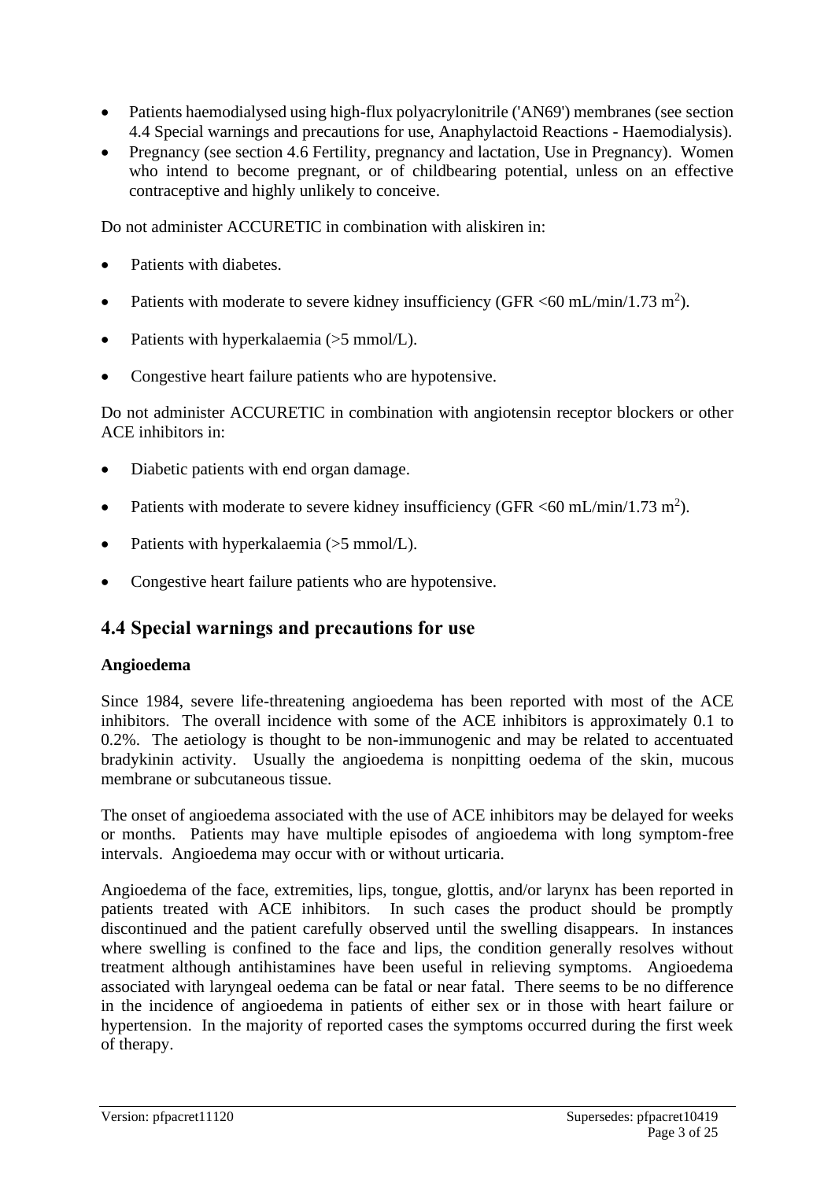- Patients haemodialysed using high-flux polyacrylonitrile ('AN69') membranes (see section 4.4 Special warnings and precautions for use, Anaphylactoid Reactions - Haemodialysis).
- Pregnancy (see section 4.6 Fertility, pregnancy and lactation, Use in Pregnancy). Women who intend to become pregnant, or of childbearing potential, unless on an effective contraceptive and highly unlikely to conceive.

Do not administer ACCURETIC in combination with aliskiren in:

- Patients with diabetes.
- Patients with moderate to severe kidney insufficiency (GFR <60 mL/min/1.73 $m^2$).
- Patients with hyperkalaemia (>5 mmol/L).
- Congestive heart failure patients who are hypotensive.

Do not administer ACCURETIC in combination with angiotensin receptor blockers or other ACE inhibitors in:

- Diabetic patients with end organ damage.
- Patients with moderate to severe kidney insufficiency (GFR <60 mL/min/1.73 $m^2$).
- Patients with hyperkalaemia (>5 mmol/L).
- Congestive heart failure patients who are hypotensive.

## 4.4 Special warnings and precautions for use

**Angioedema**

Since 1984, severe life-threatening angioedema has been reported with most of the ACE inhibitors. The overall incidence with some of the ACE inhibitors is approximately 0.1 to 0.2%. The aetiology is thought to be non-immunogenic and may be related to accentuated bradykinin activity. Usually the angioedema is nonpitting oedema of the skin, mucous membrane or subcutaneous tissue.

The onset of angioedema associated with the use of ACE inhibitors may be delayed for weeks or months. Patients may have multiple episodes of angioedema with long symptom-free intervals. Angioedema may occur with or without urticaria.

Angioedema of the face, extremities, lips, tongue, glottis, and/or larynx has been reported in patients treated with ACE inhibitors. In such cases the product should be promptly discontinued and the patient carefully observed until the swelling disappears. In instances where swelling is confined to the face and lips, the condition generally resolves without treatment although antihistamines have been useful in relieving symptoms. Angioedema associated with laryngeal oedema can be fatal or near fatal. There seems to be no difference in the incidence of angioedema in patients of either sex or in those with heart failure or hypertension. In the majority of reported cases the symptoms occurred during the first week of therapy.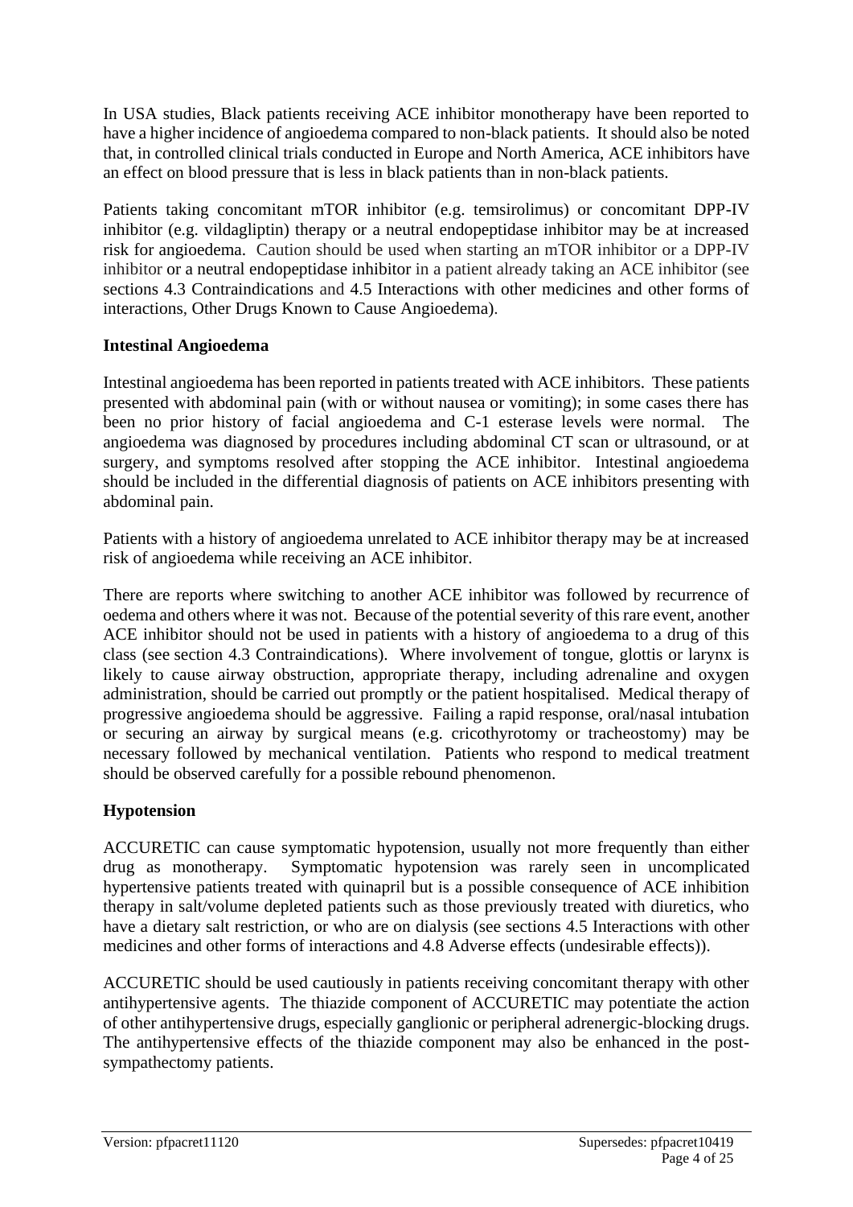In USA studies, Black patients receiving ACE inhibitor monotherapy have been reported to have a higher incidence of angioedema compared to non-black patients. It should also be noted that, in controlled clinical trials conducted in Europe and North America, ACE inhibitors have an effect on blood pressure that is less in black patients than in non-black patients.

Patients taking concomitant mTOR inhibitor (e.g. temsirolimus) or concomitant DPP-IV inhibitor (e.g. vildagliptin) therapy or a neutral endopeptidase inhibitor may be at increased risk for angioedema. Caution should be used when starting an mTOR inhibitor or a DPP-IV inhibitor or a neutral endopeptidase inhibitor in a patient already taking an ACE inhibitor (see sections 4.3 Contraindications and 4.5 Interactions with other medicines and other forms of interactions, Other Drugs Known to Cause Angioedema).

**Intestinal Angioedema**

Intestinal angioedema has been reported in patients treated with ACE inhibitors. These patients presented with abdominal pain (with or without nausea or vomiting); in some cases there has been no prior history of facial angioedema and C-1 esterase levels were normal. The angioedema was diagnosed by procedures including abdominal CT scan or ultrasound, or at surgery, and symptoms resolved after stopping the ACE inhibitor. Intestinal angioedema should be included in the differential diagnosis of patients on ACE inhibitors presenting with abdominal pain.

Patients with a history of angioedema unrelated to ACE inhibitor therapy may be at increased risk of angioedema while receiving an ACE inhibitor.

There are reports where switching to another ACE inhibitor was followed by recurrence of oedema and others where it was not. Because of the potential severity of this rare event, another ACE inhibitor should not be used in patients with a history of angioedema to a drug of this class (see section 4.3 Contraindications). Where involvement of tongue, glottis or larynx is likely to cause airway obstruction, appropriate therapy, including adrenaline and oxygen administration, should be carried out promptly or the patient hospitalised. Medical therapy of progressive angioedema should be aggressive. Failing a rapid response, oral/nasal intubation or securing an airway by surgical means (e.g. cricothyrotomy or tracheostomy) may be necessary followed by mechanical ventilation. Patients who respond to medical treatment should be observed carefully for a possible rebound phenomenon.

**Hypotension**

ACCURETIC can cause symptomatic hypotension, usually not more frequently than either drug as monotherapy. Symptomatic hypotension was rarely seen in uncomplicated hypertensive patients treated with quinapril but is a possible consequence of ACE inhibition therapy in salt/volume depleted patients such as those previously treated with diuretics, who have a dietary salt restriction, or who are on dialysis (see sections 4.5 Interactions with other medicines and other forms of interactions and 4.8 Adverse effects (undesirable effects)).

ACCURETIC should be used cautiously in patients receiving concomitant therapy with other antihypertensive agents. The thiazide component of ACCURETIC may potentiate the action of other antihypertensive drugs, especially ganglionic or peripheral adrenergic-blocking drugs. The antihypertensive effects of the thiazide component may also be enhanced in the post-sympathectomy patients.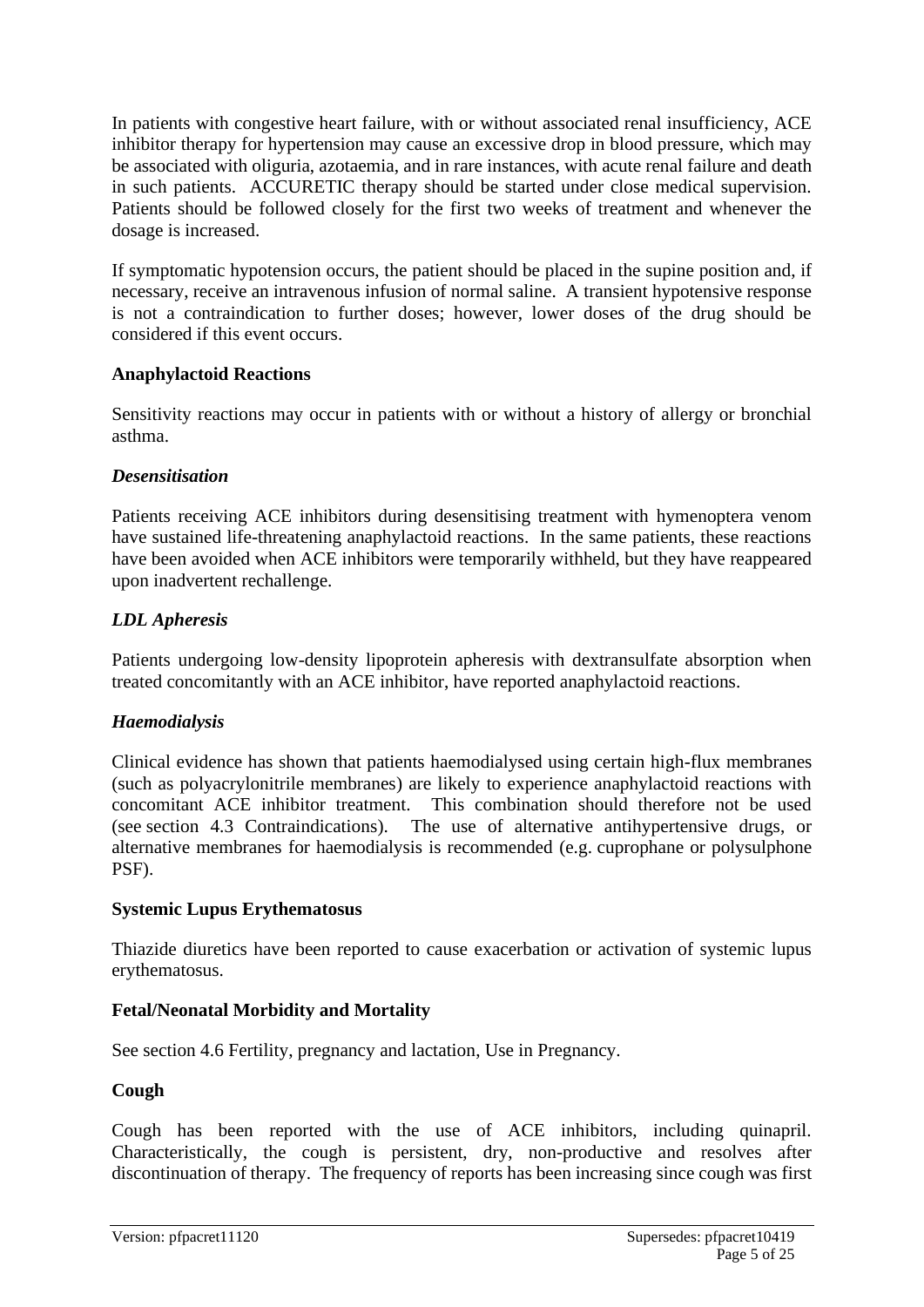In patients with congestive heart failure, with or without associated renal insufficiency, ACE inhibitor therapy for hypertension may cause an excessive drop in blood pressure, which may be associated with oliguria, azotaemia, and in rare instances, with acute renal failure and death in such patients. ACCURETIC therapy should be started under close medical supervision. Patients should be followed closely for the first two weeks of treatment and whenever the dosage is increased.

If symptomatic hypotension occurs, the patient should be placed in the supine position and, if necessary, receive an intravenous infusion of normal saline. A transient hypotensive response is not a contraindication to further doses; however, lower doses of the drug should be considered if this event occurs.

**Anaphylactoid Reactions**

Sensitivity reactions may occur in patients with or without a history of allergy or bronchial asthma.

***Desensitisation***

Patients receiving ACE inhibitors during desensitising treatment with hymenoptera venom have sustained life-threatening anaphylactoid reactions. In the same patients, these reactions have been avoided when ACE inhibitors were temporarily withheld, but they have reappeared upon inadvertent rechallenge.

***LDL Apheresis***

Patients undergoing low-density lipoprotein apheresis with dextransulfate absorption when treated concomitantly with an ACE inhibitor, have reported anaphylactoid reactions.

***Haemodialysis***

Clinical evidence has shown that patients haemodialysed using certain high-flux membranes (such as polyacrylonitrile membranes) are likely to experience anaphylactoid reactions with concomitant ACE inhibitor treatment. This combination should therefore not be used (see section 4.3 Contraindications). The use of alternative antihypertensive drugs, or alternative membranes for haemodialysis is recommended (e.g. cuprophane or polysulphone PSF).

**Systemic Lupus Erythematosus**

Thiazide diuretics have been reported to cause exacerbation or activation of systemic lupus erythematosus.

**Fetal/Neonatal Morbidity and Mortality**

See section 4.6 Fertility, pregnancy and lactation, Use in Pregnancy.

**Cough**

Cough has been reported with the use of ACE inhibitors, including quinapril. Characteristically, the cough is persistent, dry, non-productive and resolves after discontinuation of therapy. The frequency of reports has been increasing since cough was first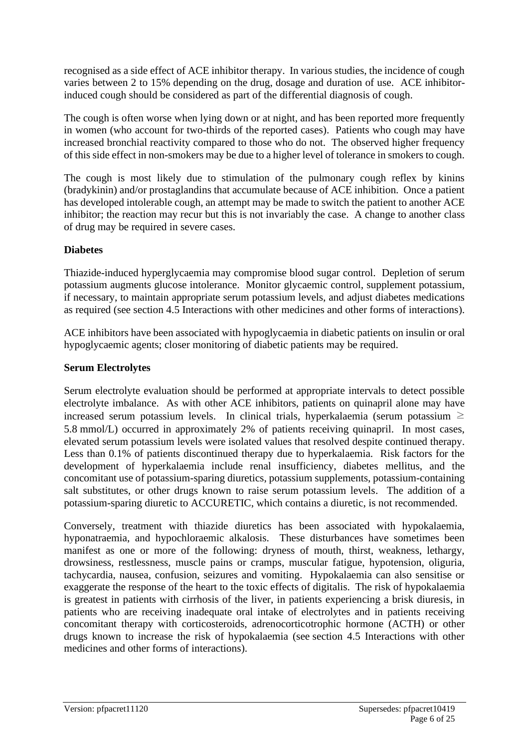recognised as a side effect of ACE inhibitor therapy. In various studies, the incidence of cough varies between 2 to 15% depending on the drug, dosage and duration of use. ACE inhibitor-induced cough should be considered as part of the differential diagnosis of cough.

The cough is often worse when lying down or at night, and has been reported more frequently in women (who account for two-thirds of the reported cases). Patients who cough may have increased bronchial reactivity compared to those who do not. The observed higher frequency of this side effect in non-smokers may be due to a higher level of tolerance in smokers to cough.

The cough is most likely due to stimulation of the pulmonary cough reflex by kinins (bradykinin) and/or prostaglandins that accumulate because of ACE inhibition. Once a patient has developed intolerable cough, an attempt may be made to switch the patient to another ACE inhibitor; the reaction may recur but this is not invariably the case. A change to another class of drug may be required in severe cases.

**Diabetes**

Thiazide-induced hyperglycaemia may compromise blood sugar control. Depletion of serum potassium augments glucose intolerance. Monitor glycaemic control, supplement potassium, if necessary, to maintain appropriate serum potassium levels, and adjust diabetes medications as required (see section 4.5 Interactions with other medicines and other forms of interactions).

ACE inhibitors have been associated with hypoglycaemia in diabetic patients on insulin or oral hypoglycaemic agents; closer monitoring of diabetic patients may be required.

**Serum Electrolytes**

Serum electrolyte evaluation should be performed at appropriate intervals to detect possible electrolyte imbalance. As with other ACE inhibitors, patients on quinapril alone may have increased serum potassium levels. In clinical trials, hyperkalaemia (serum potassium $\geq$ 5.8 mmol/L) occurred in approximately 2% of patients receiving quinapril. In most cases, elevated serum potassium levels were isolated values that resolved despite continued therapy. Less than 0.1% of patients discontinued therapy due to hyperkalaemia. Risk factors for the development of hyperkalaemia include renal insufficiency, diabetes mellitus, and the concomitant use of potassium-sparing diuretics, potassium supplements, potassium-containing salt substitutes, or other drugs known to raise serum potassium levels. The addition of a potassium-sparing diuretic to ACCURETIC, which contains a diuretic, is not recommended.

Conversely, treatment with thiazide diuretics has been associated with hypokalaemia, hyponatraemia, and hypochloraemic alkalosis. These disturbances have sometimes been manifest as one or more of the following: dryness of mouth, thirst, weakness, lethargy, drowsiness, restlessness, muscle pains or cramps, muscular fatigue, hypotension, oliguria, tachycardia, nausea, confusion, seizures and vomiting. Hypokalaemia can also sensitise or exaggerate the response of the heart to the toxic effects of digitalis. The risk of hypokalaemia is greatest in patients with cirrhosis of the liver, in patients experiencing a brisk diuresis, in patients who are receiving inadequate oral intake of electrolytes and in patients receiving concomitant therapy with corticosteroids, adrenocorticotrophic hormone (ACTH) or other drugs known to increase the risk of hypokalaemia (see section 4.5 Interactions with other medicines and other forms of interactions).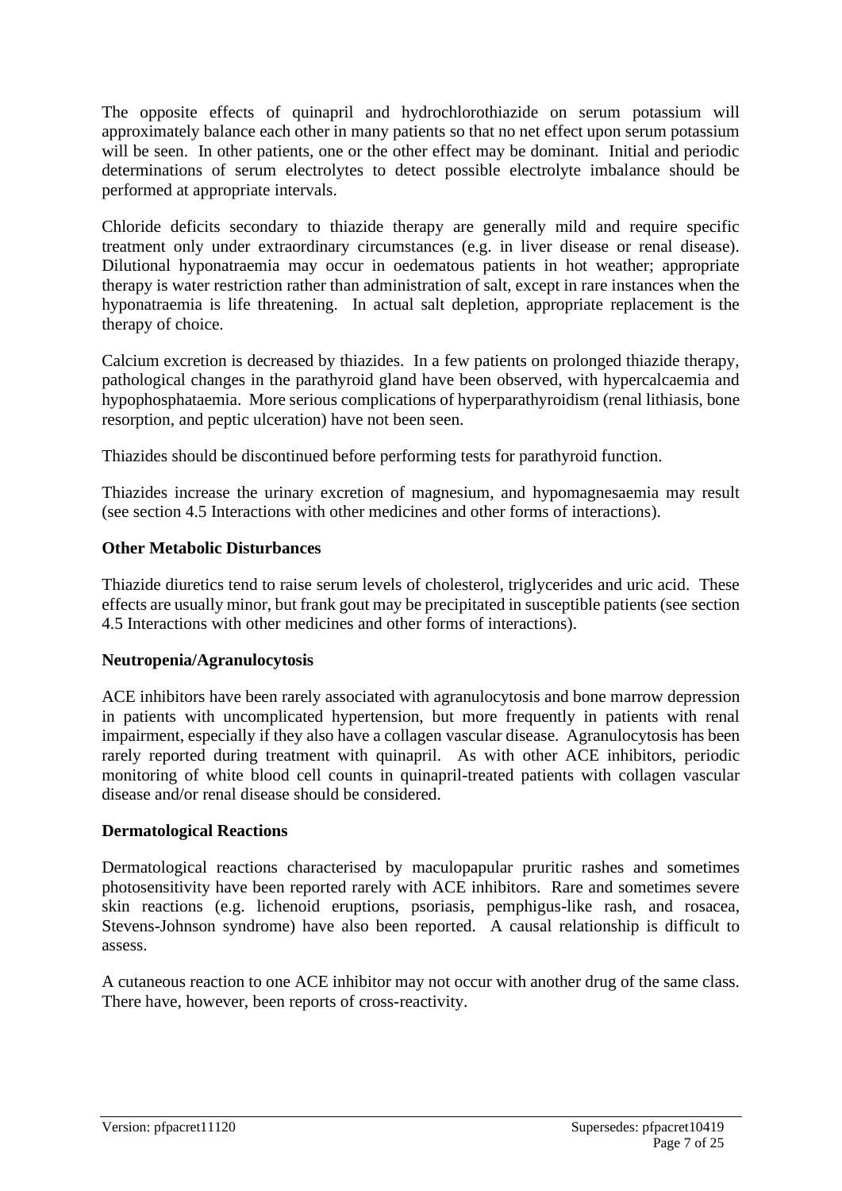The opposite effects of quinapril and hydrochlorothiazide on serum potassium will approximately balance each other in many patients so that no net effect upon serum potassium will be seen. In other patients, one or the other effect may be dominant. Initial and periodic determinations of serum electrolytes to detect possible electrolyte imbalance should be performed at appropriate intervals.

Chloride deficits secondary to thiazide therapy are generally mild and require specific treatment only under extraordinary circumstances (e.g. in liver disease or renal disease). Dilutional hyponatraemia may occur in oedematous patients in hot weather; appropriate therapy is water restriction rather than administration of salt, except in rare instances when the hyponatraemia is life threatening. In actual salt depletion, appropriate replacement is the therapy of choice.

Calcium excretion is decreased by thiazides. In a few patients on prolonged thiazide therapy, pathological changes in the parathyroid gland have been observed, with hypercalcaemia and hypophosphataemia. More serious complications of hyperparathyroidism (renal lithiasis, bone resorption, and peptic ulceration) have not been seen.

Thiazides should be discontinued before performing tests for parathyroid function.

Thiazides increase the urinary excretion of magnesium, and hypomagnesaemia may result (see section 4.5 Interactions with other medicines and other forms of interactions).

**Other Metabolic Disturbances**

Thiazide diuretics tend to raise serum levels of cholesterol, triglycerides and uric acid. These effects are usually minor, but frank gout may be precipitated in susceptible patients (see section 4.5 Interactions with other medicines and other forms of interactions).

**Neutropenia/Agranulocytosis**

ACE inhibitors have been rarely associated with agranulocytosis and bone marrow depression in patients with uncomplicated hypertension, but more frequently in patients with renal impairment, especially if they also have a collagen vascular disease. Agranulocytosis has been rarely reported during treatment with quinapril. As with other ACE inhibitors, periodic monitoring of white blood cell counts in quinapril-treated patients with collagen vascular disease and/or renal disease should be considered.

**Dermatological Reactions**

Dermatological reactions characterised by maculopapular pruritic rashes and sometimes photosensitivity have been reported rarely with ACE inhibitors. Rare and sometimes severe skin reactions (e.g. lichenoid eruptions, psoriasis, pemphigus-like rash, and rosacea, Stevens-Johnson syndrome) have also been reported. A causal relationship is difficult to assess.

A cutaneous reaction to one ACE inhibitor may not occur with another drug of the same class. There have, however, been reports of cross-reactivity.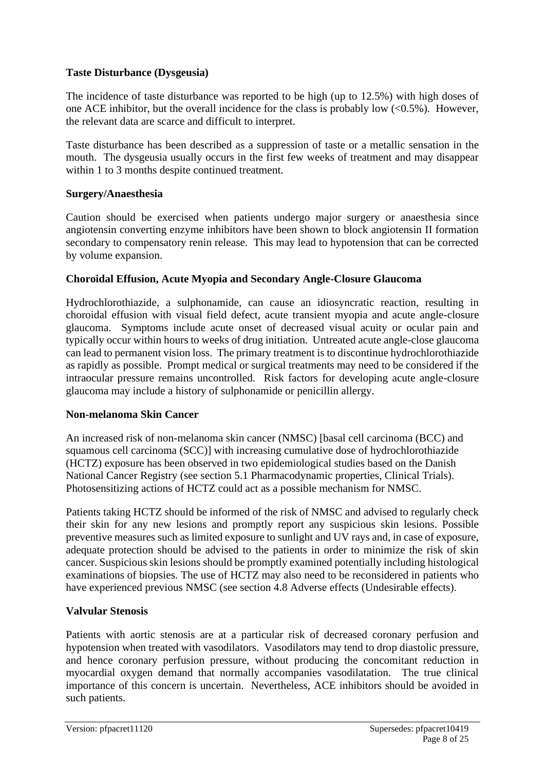**Taste Disturbance (Dysgeusia)**

The incidence of taste disturbance was reported to be high (up to 12.5%) with high doses of one ACE inhibitor, but the overall incidence for the class is probably low (<0.5%). However, the relevant data are scarce and difficult to interpret.

Taste disturbance has been described as a suppression of taste or a metallic sensation in the mouth. The dysgeusia usually occurs in the first few weeks of treatment and may disappear within 1 to 3 months despite continued treatment.

**Surgery/Anaesthesia**

Caution should be exercised when patients undergo major surgery or anaesthesia since angiotensin converting enzyme inhibitors have been shown to block angiotensin II formation secondary to compensatory renin release. This may lead to hypotension that can be corrected by volume expansion.

**Choroidal Effusion, Acute Myopia and Secondary Angle-Closure Glaucoma**

Hydrochlorothiazide, a sulphonamide, can cause an idiosyncratic reaction, resulting in choroidal effusion with visual field defect, acute transient myopia and acute angle-closure glaucoma. Symptoms include acute onset of decreased visual acuity or ocular pain and typically occur within hours to weeks of drug initiation. Untreated acute angle-close glaucoma can lead to permanent vision loss. The primary treatment is to discontinue hydrochlorothiazide as rapidly as possible. Prompt medical or surgical treatments may need to be considered if the intraocular pressure remains uncontrolled. Risk factors for developing acute angle-closure glaucoma may include a history of sulphonamide or penicillin allergy.

**Non-melanoma Skin Cancer**

An increased risk of non-melanoma skin cancer (NMSC) [basal cell carcinoma (BCC) and squamous cell carcinoma (SCC)] with increasing cumulative dose of hydrochlorothiazide (HCTZ) exposure has been observed in two epidemiological studies based on the Danish National Cancer Registry (see section 5.1 Pharmacodynamic properties, Clinical Trials). Photosensitizing actions of HCTZ could act as a possible mechanism for NMSC.

Patients taking HCTZ should be informed of the risk of NMSC and advised to regularly check their skin for any new lesions and promptly report any suspicious skin lesions. Possible preventive measures such as limited exposure to sunlight and UV rays and, in case of exposure, adequate protection should be advised to the patients in order to minimize the risk of skin cancer. Suspicious skin lesions should be promptly examined potentially including histological examinations of biopsies. The use of HCTZ may also need to be reconsidered in patients who have experienced previous NMSC (see section 4.8 Adverse effects (Undesirable effects).

**Valvular Stenosis**

Patients with aortic stenosis are at a particular risk of decreased coronary perfusion and hypotension when treated with vasodilators. Vasodilators may tend to drop diastolic pressure, and hence coronary perfusion pressure, without producing the concomitant reduction in myocardial oxygen demand that normally accompanies vasodilatation. The true clinical importance of this concern is uncertain. Nevertheless, ACE inhibitors should be avoided in such patients.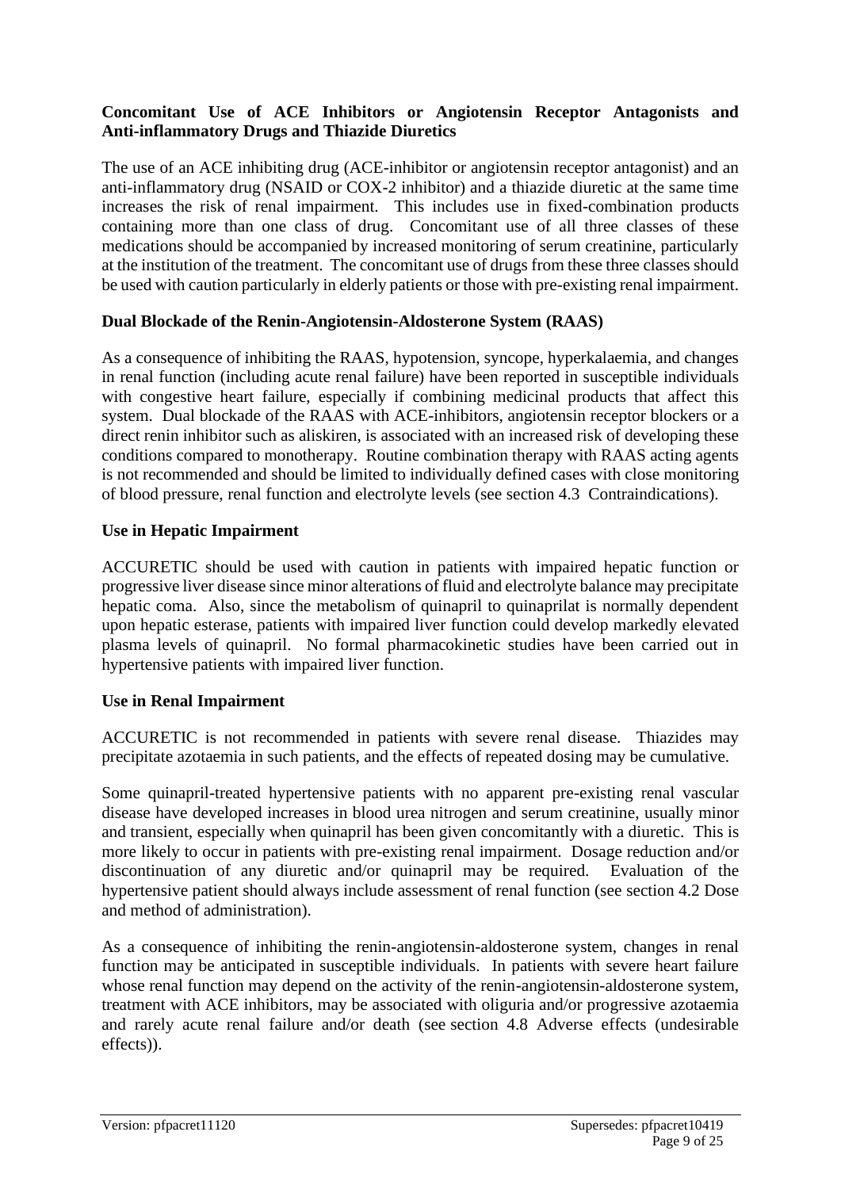**Concomitant Use of ACE Inhibitors or Angiotensin Receptor Antagonists and Anti-inflammatory Drugs and Thiazide Diuretics**

The use of an ACE inhibiting drug (ACE-inhibitor or angiotensin receptor antagonist) and an anti-inflammatory drug (NSAID or COX-2 inhibitor) and a thiazide diuretic at the same time increases the risk of renal impairment. This includes use in fixed-combination products containing more than one class of drug. Concomitant use of all three classes of these medications should be accompanied by increased monitoring of serum creatinine, particularly at the institution of the treatment. The concomitant use of drugs from these three classes should be used with caution particularly in elderly patients or those with pre-existing renal impairment.

**Dual Blockade of the Renin-Angiotensin-Aldosterone System (RAAS)**

As a consequence of inhibiting the RAAS, hypotension, syncope, hyperkalaemia, and changes in renal function (including acute renal failure) have been reported in susceptible individuals with congestive heart failure, especially if combining medicinal products that affect this system. Dual blockade of the RAAS with ACE-inhibitors, angiotensin receptor blockers or a direct renin inhibitor such as aliskiren, is associated with an increased risk of developing these conditions compared to monotherapy. Routine combination therapy with RAAS acting agents is not recommended and should be limited to individually defined cases with close monitoring of blood pressure, renal function and electrolyte levels (see section 4.3 Contraindications).

**Use in Hepatic Impairment**

ACCURETIC should be used with caution in patients with impaired hepatic function or progressive liver disease since minor alterations of fluid and electrolyte balance may precipitate hepatic coma. Also, since the metabolism of quinapril to quinaprilat is normally dependent upon hepatic esterase, patients with impaired liver function could develop markedly elevated plasma levels of quinapril. No formal pharmacokinetic studies have been carried out in hypertensive patients with impaired liver function.

**Use in Renal Impairment**

ACCURETIC is not recommended in patients with severe renal disease. Thiazides may precipitate azotaemia in such patients, and the effects of repeated dosing may be cumulative.

Some quinapril-treated hypertensive patients with no apparent pre-existing renal vascular disease have developed increases in blood urea nitrogen and serum creatinine, usually minor and transient, especially when quinapril has been given concomitantly with a diuretic. This is more likely to occur in patients with pre-existing renal impairment. Dosage reduction and/or discontinuation of any diuretic and/or quinapril may be required. Evaluation of the hypertensive patient should always include assessment of renal function (see section 4.2 Dose and method of administration).

As a consequence of inhibiting the renin-angiotensin-aldosterone system, changes in renal function may be anticipated in susceptible individuals. In patients with severe heart failure whose renal function may depend on the activity of the renin-angiotensin-aldosterone system, treatment with ACE inhibitors, may be associated with oliguria and/or progressive azotaemia and rarely acute renal failure and/or death (see section 4.8 Adverse effects (undesirable effects)).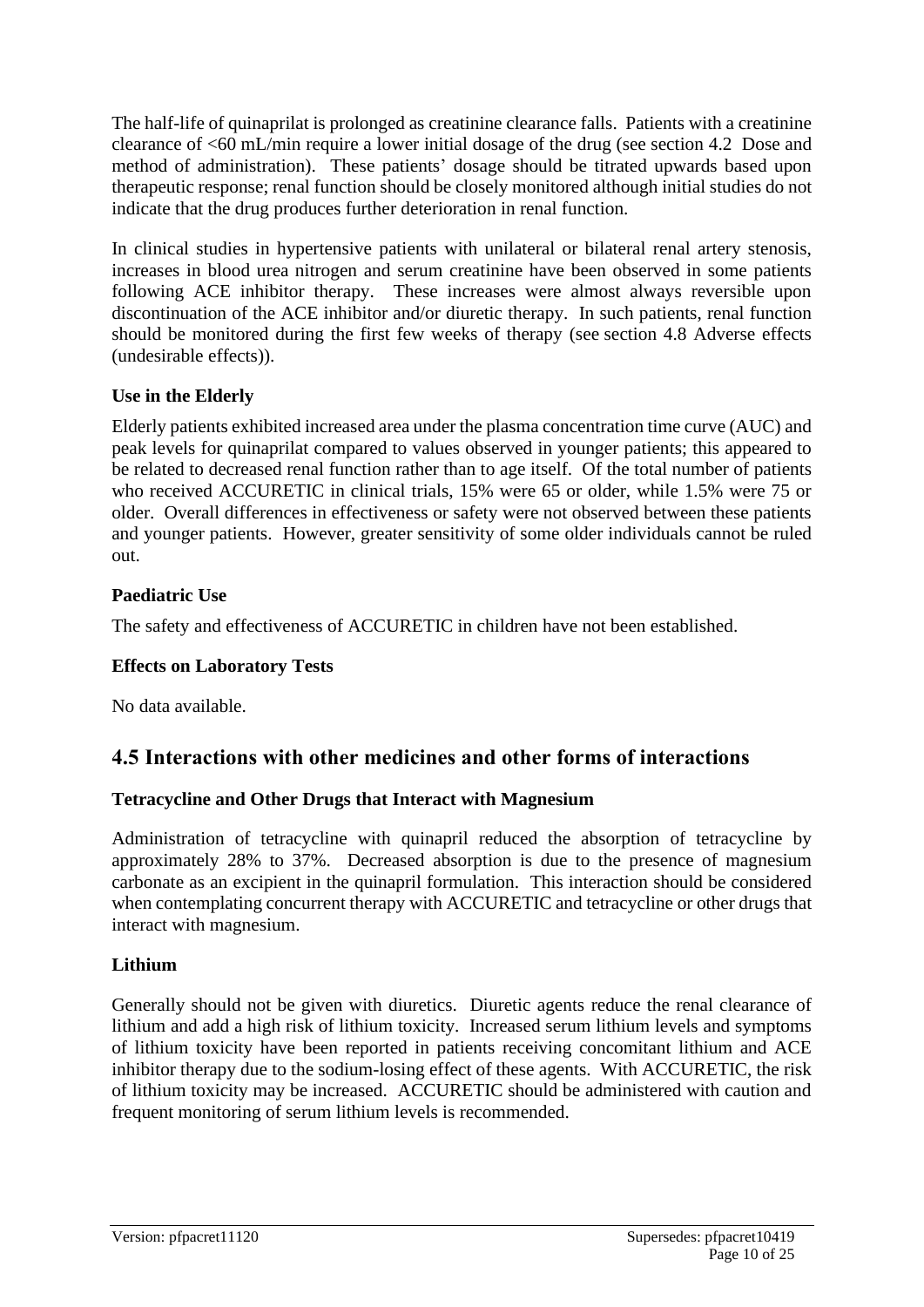The half-life of quinaprilat is prolonged as creatinine clearance falls. Patients with a creatinine clearance of <60 mL/min require a lower initial dosage of the drug (see section 4.2 Dose and method of administration). These patients' dosage should be titrated upwards based upon therapeutic response; renal function should be closely monitored although initial studies do not indicate that the drug produces further deterioration in renal function.

In clinical studies in hypertensive patients with unilateral or bilateral renal artery stenosis, increases in blood urea nitrogen and serum creatinine have been observed in some patients following ACE inhibitor therapy. These increases were almost always reversible upon discontinuation of the ACE inhibitor and/or diuretic therapy. In such patients, renal function should be monitored during the first few weeks of therapy (see section 4.8 Adverse effects (undesirable effects)).

### Use in the Elderly

Elderly patients exhibited increased area under the plasma concentration time curve (AUC) and peak levels for quinaprilat compared to values observed in younger patients; this appeared to be related to decreased renal function rather than to age itself. Of the total number of patients who received ACCURETIC in clinical trials, 15% were 65 or older, while 1.5% were 75 or older. Overall differences in effectiveness or safety were not observed between these patients and younger patients. However, greater sensitivity of some older individuals cannot be ruled out.

### Paediatric Use

The safety and effectiveness of ACCURETIC in children have not been established.

### Effects on Laboratory Tests

No data available.

## 4.5 Interactions with other medicines and other forms of interactions

### Tetracycline and Other Drugs that Interact with Magnesium

Administration of tetracycline with quinapril reduced the absorption of tetracycline by approximately 28% to 37%. Decreased absorption is due to the presence of magnesium carbonate as an excipient in the quinapril formulation. This interaction should be considered when contemplating concurrent therapy with ACCURETIC and tetracycline or other drugs that interact with magnesium.

### Lithium

Generally should not be given with diuretics. Diuretic agents reduce the renal clearance of lithium and add a high risk of lithium toxicity. Increased serum lithium levels and symptoms of lithium toxicity have been reported in patients receiving concomitant lithium and ACE inhibitor therapy due to the sodium-losing effect of these agents. With ACCURETIC, the risk of lithium toxicity may be increased. ACCURETIC should be administered with caution and frequent monitoring of serum lithium levels is recommended.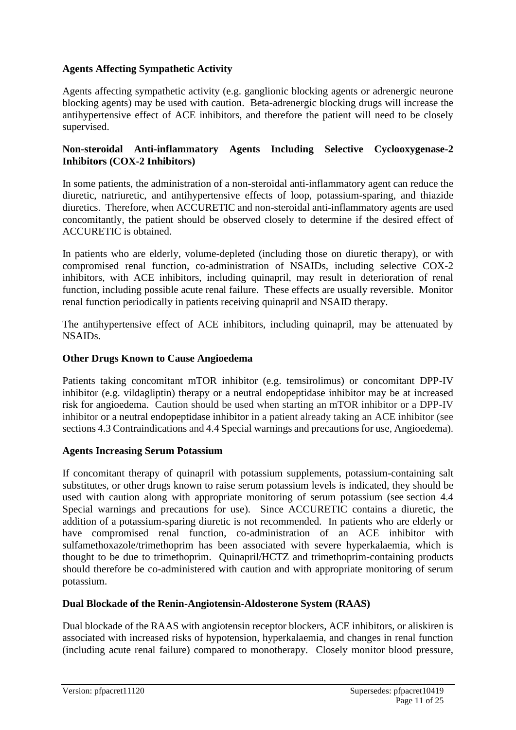**Agents Affecting Sympathetic Activity**

Agents affecting sympathetic activity (e.g. ganglionic blocking agents or adrenergic neurone blocking agents) may be used with caution. Beta-adrenergic blocking drugs will increase the antihypertensive effect of ACE inhibitors, and therefore the patient will need to be closely supervised.

**Non-steroidal Anti-inflammatory Agents Including Selective Cyclooxygenase-2 Inhibitors (COX-2 Inhibitors)**

In some patients, the administration of a non-steroidal anti-inflammatory agent can reduce the diuretic, natriuretic, and antihypertensive effects of loop, potassium-sparing, and thiazide diuretics. Therefore, when ACCURETIC and non-steroidal anti-inflammatory agents are used concomitantly, the patient should be observed closely to determine if the desired effect of ACCURETIC is obtained.

In patients who are elderly, volume-depleted (including those on diuretic therapy), or with compromised renal function, co-administration of NSAIDs, including selective COX-2 inhibitors, with ACE inhibitors, including quinapril, may result in deterioration of renal function, including possible acute renal failure. These effects are usually reversible. Monitor renal function periodically in patients receiving quinapril and NSAID therapy.

The antihypertensive effect of ACE inhibitors, including quinapril, may be attenuated by NSAIDs.

**Other Drugs Known to Cause Angioedema**

Patients taking concomitant mTOR inhibitor (e.g. temsirolimus) or concomitant DPP-IV inhibitor (e.g. vildagliptin) therapy or a neutral endopeptidase inhibitor may be at increased risk for angioedema. Caution should be used when starting an mTOR inhibitor or a DPP-IV inhibitor or a neutral endopeptidase inhibitor in a patient already taking an ACE inhibitor (see sections 4.3 Contraindications and 4.4 Special warnings and precautions for use, Angioedema).

**Agents Increasing Serum Potassium**

If concomitant therapy of quinapril with potassium supplements, potassium-containing salt substitutes, or other drugs known to raise serum potassium levels is indicated, they should be used with caution along with appropriate monitoring of serum potassium (see section 4.4 Special warnings and precautions for use). Since ACCURETIC contains a diuretic, the addition of a potassium-sparing diuretic is not recommended. In patients who are elderly or have compromised renal function, co-administration of an ACE inhibitor with sulfamethoxazole/trimethoprim has been associated with severe hyperkalaemia, which is thought to be due to trimethoprim. Quinapril/HCTZ and trimethoprim-containing products should therefore be co-administered with caution and with appropriate monitoring of serum potassium.

**Dual Blockade of the Renin-Angiotensin-Aldosterone System (RAAS)**

Dual blockade of the RAAS with angiotensin receptor blockers, ACE inhibitors, or aliskiren is associated with increased risks of hypotension, hyperkalaemia, and changes in renal function (including acute renal failure) compared to monotherapy. Closely monitor blood pressure,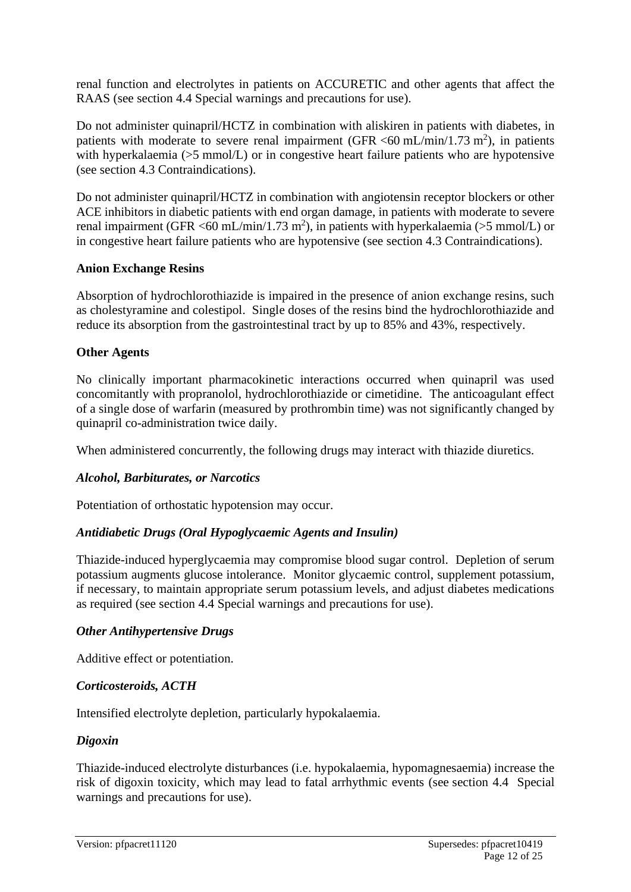renal function and electrolytes in patients on ACCURETIC and other agents that affect the RAAS (see section 4.4 Special warnings and precautions for use).

Do not administer quinapril/HCTZ in combination with aliskiren in patients with diabetes, in patients with moderate to severe renal impairment (GFR <60 mL/min/1.73 $m^2$), in patients with hyperkalaemia (>5 mmol/L) or in congestive heart failure patients who are hypotensive (see section 4.3 Contraindications).

Do not administer quinapril/HCTZ in combination with angiotensin receptor blockers or other ACE inhibitors in diabetic patients with end organ damage, in patients with moderate to severe renal impairment (GFR <60 mL/min/1.73 $m^2$), in patients with hyperkalaemia (>5 mmol/L) or in congestive heart failure patients who are hypotensive (see section 4.3 Contraindications).

**Anion Exchange Resins**

Absorption of hydrochlorothiazide is impaired in the presence of anion exchange resins, such as cholestyramine and colestipol. Single doses of the resins bind the hydrochlorothiazide and reduce its absorption from the gastrointestinal tract by up to 85% and 43%, respectively.

**Other Agents**

No clinically important pharmacokinetic interactions occurred when quinapril was used concomitantly with propranolol, hydrochlorothiazide or cimetidine. The anticoagulant effect of a single dose of warfarin (measured by prothrombin time) was not significantly changed by quinapril co-administration twice daily.

When administered concurrently, the following drugs may interact with thiazide diuretics.

***Alcohol, Barbiturates, or Narcotics***

Potentiation of orthostatic hypotension may occur.

***Antidiabetic Drugs (Oral Hypoglycaemic Agents and Insulin)***

Thiazide-induced hyperglycaemia may compromise blood sugar control. Depletion of serum potassium augments glucose intolerance. Monitor glycaemic control, supplement potassium, if necessary, to maintain appropriate serum potassium levels, and adjust diabetes medications as required (see section 4.4 Special warnings and precautions for use).

***Other Antihypertensive Drugs***

Additive effect or potentiation.

***Corticosteroids, ACTH***

Intensified electrolyte depletion, particularly hypokalaemia.

***Digoxin***

Thiazide-induced electrolyte disturbances (i.e. hypokalaemia, hypomagnesaemia) increase the risk of digoxin toxicity, which may lead to fatal arrhythmic events (see section 4.4 Special warnings and precautions for use).

Version: pfpacret11120 Supersedes: pfpacret10419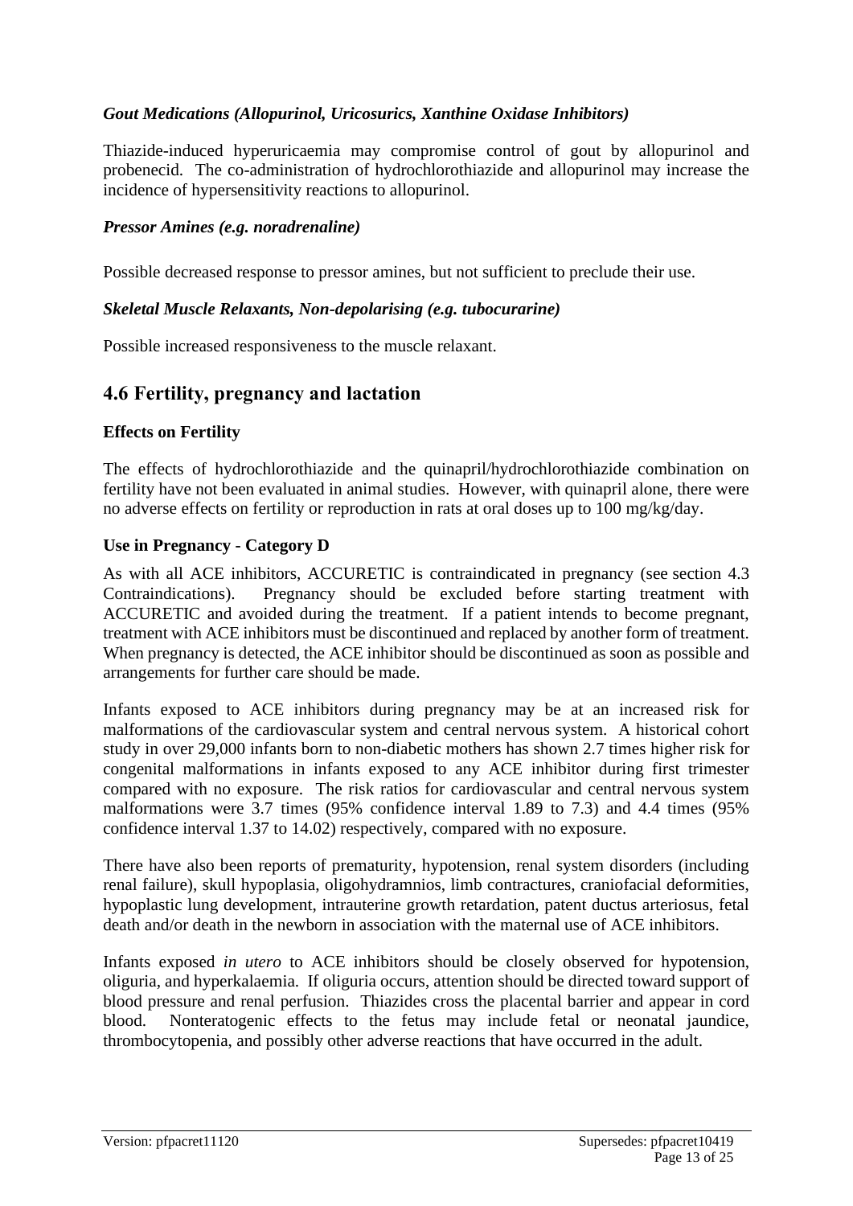*Gout Medications (Allopurinol, Uricosurics, Xanthine Oxidase Inhibitors)*

Thiazide-induced hyperuricaemia may compromise control of gout by allopurinol and probenecid. The co-administration of hydrochlorothiazide and allopurinol may increase the incidence of hypersensitivity reactions to allopurinol.

*Pressor Amines (e.g. noradrenaline)*

Possible decreased response to pressor amines, but not sufficient to preclude their use.

*Skeletal Muscle Relaxants, Non-depolarising (e.g. tubocurarine)*

Possible increased responsiveness to the muscle relaxant.

## 4.6 Fertility, pregnancy and lactation

**Effects on Fertility**

The effects of hydrochlorothiazide and the quinapril/hydrochlorothiazide combination on fertility have not been evaluated in animal studies. However, with quinapril alone, there were no adverse effects on fertility or reproduction in rats at oral doses up to 100 mg/kg/day.

**Use in Pregnancy - Category D**

As with all ACE inhibitors, ACCURETIC is contraindicated in pregnancy (see section 4.3 Contraindications). Pregnancy should be excluded before starting treatment with ACCURETIC and avoided during the treatment. If a patient intends to become pregnant, treatment with ACE inhibitors must be discontinued and replaced by another form of treatment. When pregnancy is detected, the ACE inhibitor should be discontinued as soon as possible and arrangements for further care should be made.

Infants exposed to ACE inhibitors during pregnancy may be at an increased risk for malformations of the cardiovascular system and central nervous system. A historical cohort study in over 29,000 infants born to non-diabetic mothers has shown 2.7 times higher risk for congenital malformations in infants exposed to any ACE inhibitor during first trimester compared with no exposure. The risk ratios for cardiovascular and central nervous system malformations were 3.7 times (95% confidence interval 1.89 to 7.3) and 4.4 times (95% confidence interval 1.37 to 14.02) respectively, compared with no exposure.

There have also been reports of prematurity, hypotension, renal system disorders (including renal failure), skull hypoplasia, oligohydramnios, limb contractures, craniofacial deformities, hypoplastic lung development, intrauterine growth retardation, patent ductus arteriosus, fetal death and/or death in the newborn in association with the maternal use of ACE inhibitors.

Infants exposed *in utero* to ACE inhibitors should be closely observed for hypotension, oliguria, and hyperkalaemia. If oliguria occurs, attention should be directed toward support of blood pressure and renal perfusion. Thiazides cross the placental barrier and appear in cord blood. Nonteratogenic effects to the fetus may include fetal or neonatal jaundice, thrombocytopenia, and possibly other adverse reactions that have occurred in the adult.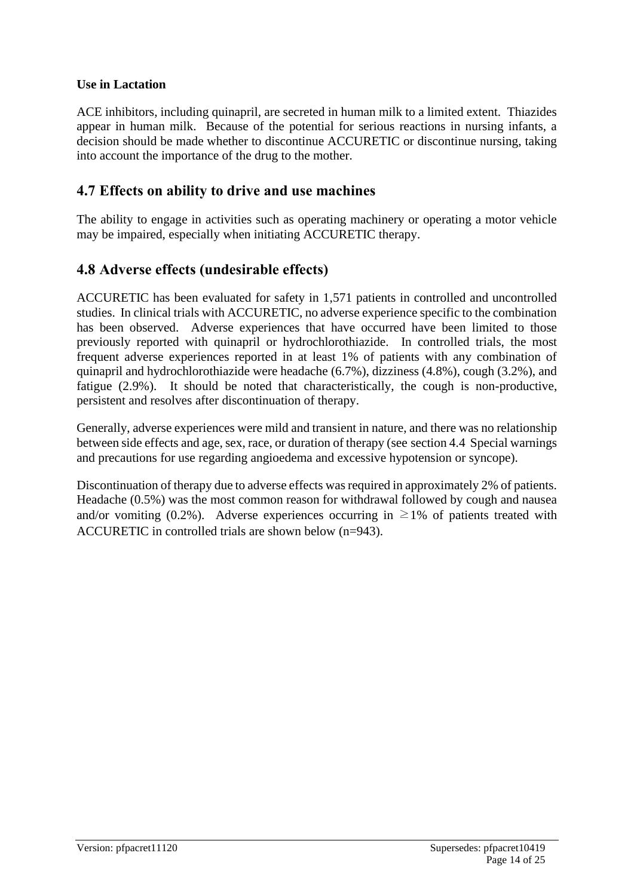**Use in Lactation**

ACE inhibitors, including quinapril, are secreted in human milk to a limited extent. Thiazides appear in human milk. Because of the potential for serious reactions in nursing infants, a decision should be made whether to discontinue ACCURETIC or discontinue nursing, taking into account the importance of the drug to the mother.

## 4.7 Effects on ability to drive and use machines

The ability to engage in activities such as operating machinery or operating a motor vehicle may be impaired, especially when initiating ACCURETIC therapy.

## 4.8 Adverse effects (undesirable effects)

ACCURETIC has been evaluated for safety in 1,571 patients in controlled and uncontrolled studies. In clinical trials with ACCURETIC, no adverse experience specific to the combination has been observed. Adverse experiences that have occurred have been limited to those previously reported with quinapril or hydrochlorothiazide. In controlled trials, the most frequent adverse experiences reported in at least 1% of patients with any combination of quinapril and hydrochlorothiazide were headache (6.7%), dizziness (4.8%), cough (3.2%), and fatigue (2.9%). It should be noted that characteristically, the cough is non-productive, persistent and resolves after discontinuation of therapy.

Generally, adverse experiences were mild and transient in nature, and there was no relationship between side effects and age, sex, race, or duration of therapy (see section 4.4 Special warnings and precautions for use regarding angioedema and excessive hypotension or syncope).

Discontinuation of therapy due to adverse effects was required in approximately 2% of patients. Headache (0.5%) was the most common reason for withdrawal followed by cough and nausea and/or vomiting (0.2%). Adverse experiences occurring in $\geq$1% of patients treated with ACCURETIC in controlled trials are shown below (n=943).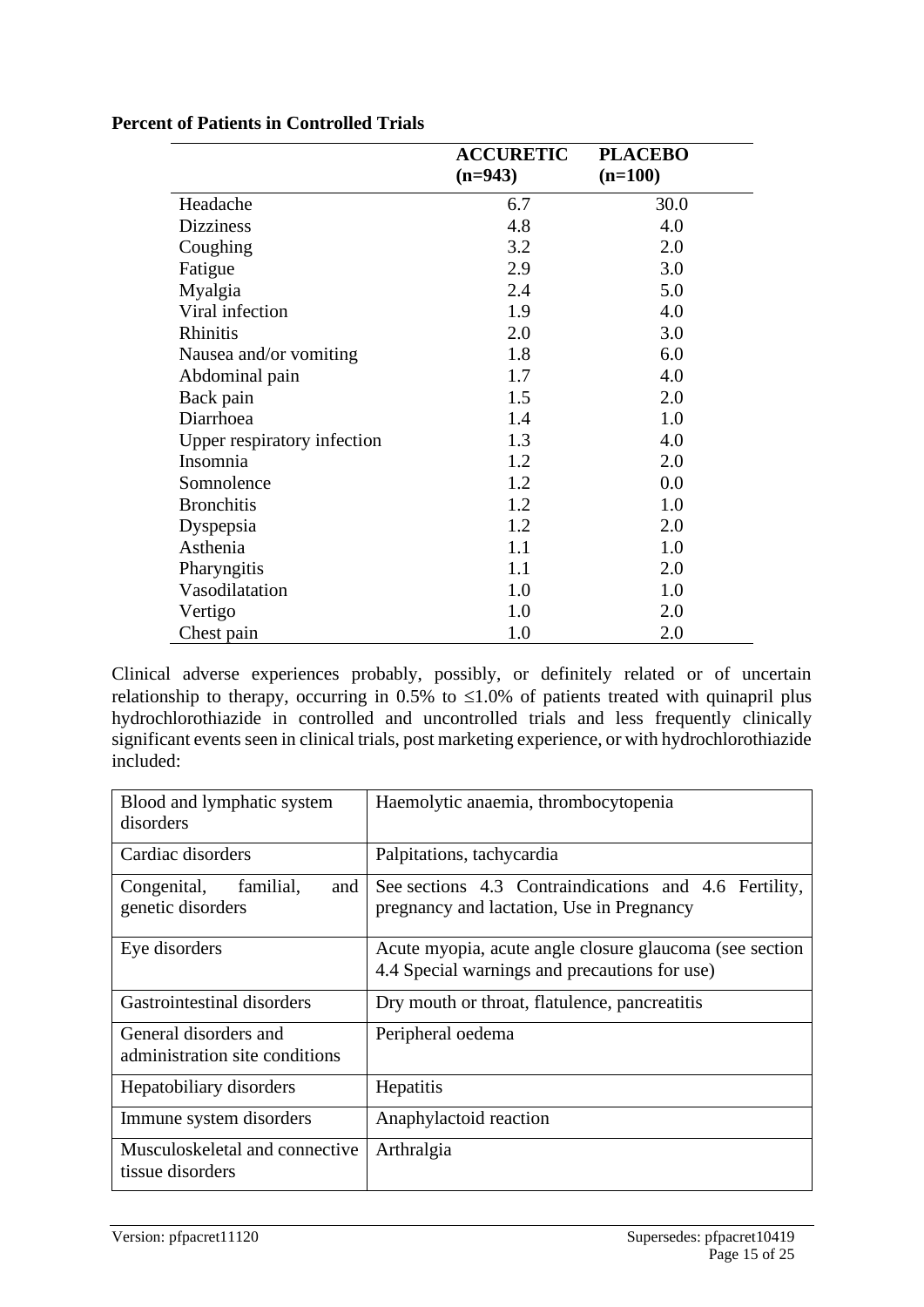**Percent of Patients in Controlled Trials**

| | ACCURETIC (n=943) | PLACEBO (n=100) |
|---|---|---|
| Headache | 6.7 | 30.0 |
| Dizziness | 4.8 | 4.0 |
| Coughing | 3.2 | 2.0 |
| Fatigue | 2.9 | 3.0 |
| Myalgia | 2.4 | 5.0 |
| Viral infection | 1.9 | 4.0 |
| Rhinitis | 2.0 | 3.0 |
| Nausea and/or vomiting | 1.8 | 6.0 |
| Abdominal pain | 1.7 | 4.0 |
| Back pain | 1.5 | 2.0 |
| Diarrhoea | 1.4 | 1.0 |
| Upper respiratory infection | 1.3 | 4.0 |
| Insomnia | 1.2 | 2.0 |
| Somnolence | 1.2 | 0.0 |
| Bronchitis | 1.2 | 1.0 |
| Dyspepsia | 1.2 | 2.0 |
| Asthenia | 1.1 | 1.0 |
| Pharyngitis | 1.1 | 2.0 |
| Vasodilatation | 1.0 | 1.0 |
| Vertigo | 1.0 | 2.0 |
| Chest pain | 1.0 | 2.0 |

Clinical adverse experiences probably, possibly, or definitely related or of uncertain relationship to therapy, occurring in 0.5% to ≤1.0% of patients treated with quinapril plus hydrochlorothiazide in controlled and uncontrolled trials and less frequently clinically significant events seen in clinical trials, post marketing experience, or with hydrochlorothiazide included:

| | |
|---|---|
| Blood and lymphatic system disorders | Haemolytic anaemia, thrombocytopenia |
| Cardiac disorders | Palpitations, tachycardia |
| Congenital, familial, and genetic disorders | See sections 4.3 Contraindications and 4.6 Fertility, pregnancy and lactation, Use in Pregnancy |
| Eye disorders | Acute myopia, acute angle closure glaucoma (see section 4.4 Special warnings and precautions for use) |
| Gastrointestinal disorders | Dry mouth or throat, flatulence, pancreatitis |
| General disorders and administration site conditions | Peripheral oedema |
| Hepatobiliary disorders | Hepatitis |
| Immune system disorders | Anaphylactoid reaction |
| Musculoskeletal and connective tissue disorders | Arthralgia |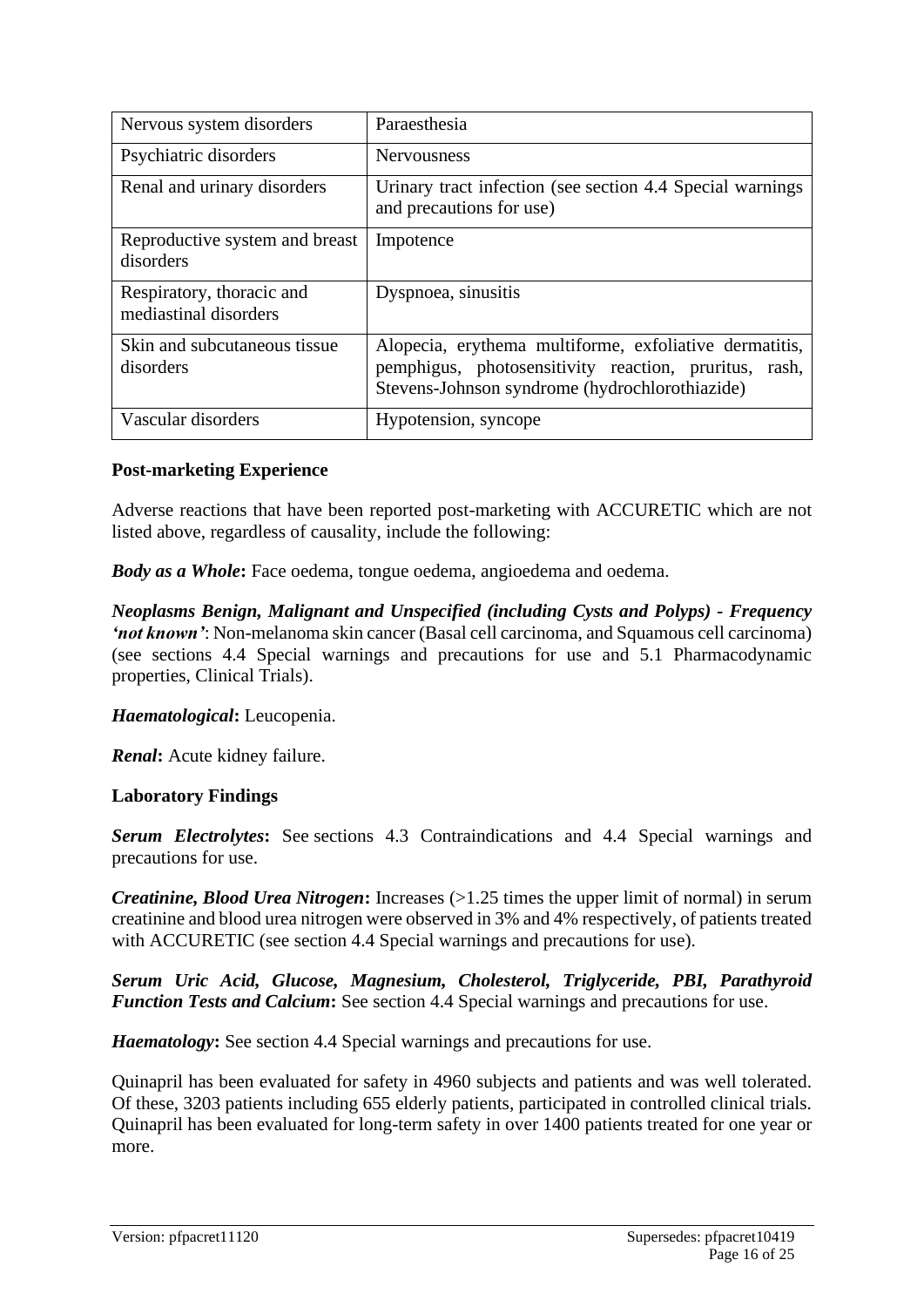| | |
|---|---|
| Nervous system disorders | Paraesthesia |
| Psychiatric disorders | Nervousness |
| Renal and urinary disorders | Urinary tract infection (see section 4.4 Special warnings and precautions for use) |
| Reproductive system and breast disorders | Impotence |
| Respiratory, thoracic and mediastinal disorders | Dyspnoea, sinusitis |
| Skin and subcutaneous tissue disorders | Alopecia, erythema multiforme, exfoliative dermatitis, pemphigus, photosensitivity reaction, pruritus, rash, Stevens-Johnson syndrome (hydrochlorothiazide) |
| Vascular disorders | Hypotension, syncope |

**Post-marketing Experience**

Adverse reactions that have been reported post-marketing with ACCURETIC which are not listed above, regardless of causality, include the following:

***Body as a Whole*:** Face oedema, tongue oedema, angioedema and oedema.

***Neoplasms Benign, Malignant and Unspecified (including Cysts and Polyps) - Frequency 'not known'***: Non-melanoma skin cancer (Basal cell carcinoma, and Squamous cell carcinoma) (see sections 4.4 Special warnings and precautions for use and 5.1 Pharmacodynamic properties, Clinical Trials).

***Haematological*:** Leucopenia.

***Renal*:** Acute kidney failure.

**Laboratory Findings**

***Serum Electrolytes*:** See sections 4.3 Contraindications and 4.4 Special warnings and precautions for use.

***Creatinine, Blood Urea Nitrogen*:** Increases (>1.25 times the upper limit of normal) in serum creatinine and blood urea nitrogen were observed in 3% and 4% respectively, of patients treated with ACCURETIC (see section 4.4 Special warnings and precautions for use).

***Serum Uric Acid, Glucose, Magnesium, Cholesterol, Triglyceride, PBI, Parathyroid Function Tests and Calcium*:** See section 4.4 Special warnings and precautions for use.

***Haematology*:** See section 4.4 Special warnings and precautions for use.

Quinapril has been evaluated for safety in 4960 subjects and patients and was well tolerated. Of these, 3203 patients including 655 elderly patients, participated in controlled clinical trials. Quinapril has been evaluated for long-term safety in over 1400 patients treated for one year or more.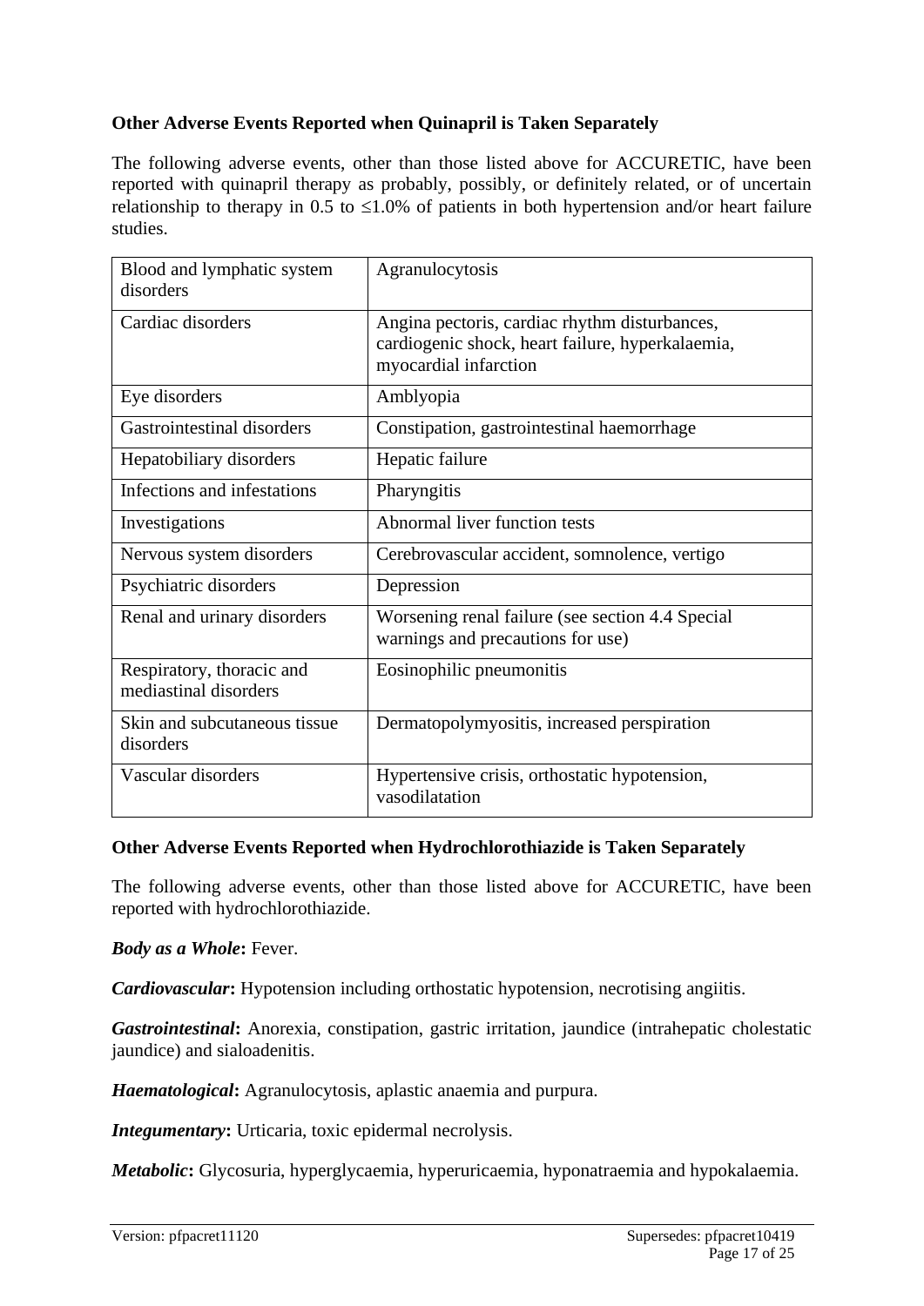### Other Adverse Events Reported when Quinapril is Taken Separately

The following adverse events, other than those listed above for ACCURETIC, have been reported with quinapril therapy as probably, possibly, or definitely related, or of uncertain relationship to therapy in 0.5 to ≤1.0% of patients in both hypertension and/or heart failure studies.

| | |
|---|---|
| Blood and lymphatic system disorders | Agranulocytosis |
| Cardiac disorders | Angina pectoris, cardiac rhythm disturbances, cardiogenic shock, heart failure, hyperkalaemia, myocardial infarction |
| Eye disorders | Amblyopia |
| Gastrointestinal disorders | Constipation, gastrointestinal haemorrhage |
| Hepatobiliary disorders | Hepatic failure |
| Infections and infestations | Pharyngitis |
| Investigations | Abnormal liver function tests |
| Nervous system disorders | Cerebrovascular accident, somnolence, vertigo |
| Psychiatric disorders | Depression |
| Renal and urinary disorders | Worsening renal failure (see section 4.4 Special warnings and precautions for use) |
| Respiratory, thoracic and mediastinal disorders | Eosinophilic pneumonitis |
| Skin and subcutaneous tissue disorders | Dermatopolymyositis, increased perspiration |
| Vascular disorders | Hypertensive crisis, orthostatic hypotension, vasodilatation |

### Other Adverse Events Reported when Hydrochlorothiazide is Taken Separately

The following adverse events, other than those listed above for ACCURETIC, have been reported with hydrochlorothiazide.

***Body as a Whole*:** Fever.

***Cardiovascular*:** Hypotension including orthostatic hypotension, necrotising angiitis.

***Gastrointestinal*:** Anorexia, constipation, gastric irritation, jaundice (intrahepatic cholestatic jaundice) and sialoadenitis.

***Haematological*:** Agranulocytosis, aplastic anaemia and purpura.

***Integumentary*:** Urticaria, toxic epidermal necrolysis.

***Metabolic*:** Glycosuria, hyperglycaemia, hyperuricaemia, hyponatraemia and hypokalaemia.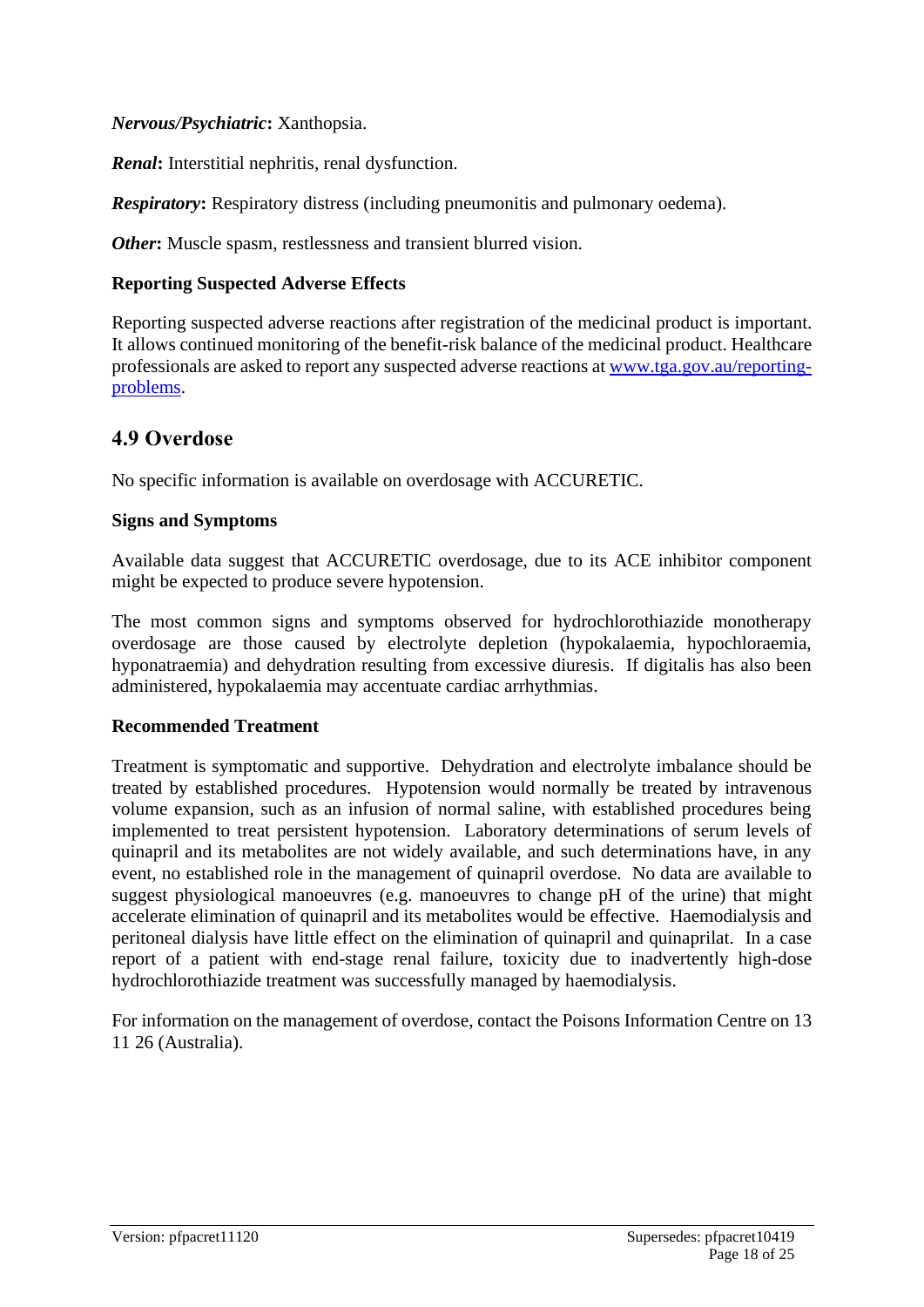***Nervous/Psychiatric*:** Xanthopsia.

***Renal*:** Interstitial nephritis, renal dysfunction.

***Respiratory*:** Respiratory distress (including pneumonitis and pulmonary oedema).

***Other*:** Muscle spasm, restlessness and transient blurred vision.

**Reporting Suspected Adverse Effects**

Reporting suspected adverse reactions after registration of the medicinal product is important. It allows continued monitoring of the benefit-risk balance of the medicinal product. Healthcare professionals are asked to report any suspected adverse reactions at [www.tga.gov.au/reporting-problems](http://www.tga.gov.au/reporting-problems).

## 4.9 Overdose

No specific information is available on overdosage with ACCURETIC.

**Signs and Symptoms**

Available data suggest that ACCURETIC overdosage, due to its ACE inhibitor component might be expected to produce severe hypotension.

The most common signs and symptoms observed for hydrochlorothiazide monotherapy overdosage are those caused by electrolyte depletion (hypokalaemia, hypochloraemia, hyponatraemia) and dehydration resulting from excessive diuresis. If digitalis has also been administered, hypokalaemia may accentuate cardiac arrhythmias.

**Recommended Treatment**

Treatment is symptomatic and supportive. Dehydration and electrolyte imbalance should be treated by established procedures. Hypotension would normally be treated by intravenous volume expansion, such as an infusion of normal saline, with established procedures being implemented to treat persistent hypotension. Laboratory determinations of serum levels of quinapril and its metabolites are not widely available, and such determinations have, in any event, no established role in the management of quinapril overdose. No data are available to suggest physiological manoeuvres (e.g. manoeuvres to change pH of the urine) that might accelerate elimination of quinapril and its metabolites would be effective. Haemodialysis and peritoneal dialysis have little effect on the elimination of quinapril and quinaprilat. In a case report of a patient with end-stage renal failure, toxicity due to inadvertently high-dose hydrochlorothiazide treatment was successfully managed by haemodialysis.

For information on the management of overdose, contact the Poisons Information Centre on 13 11 26 (Australia).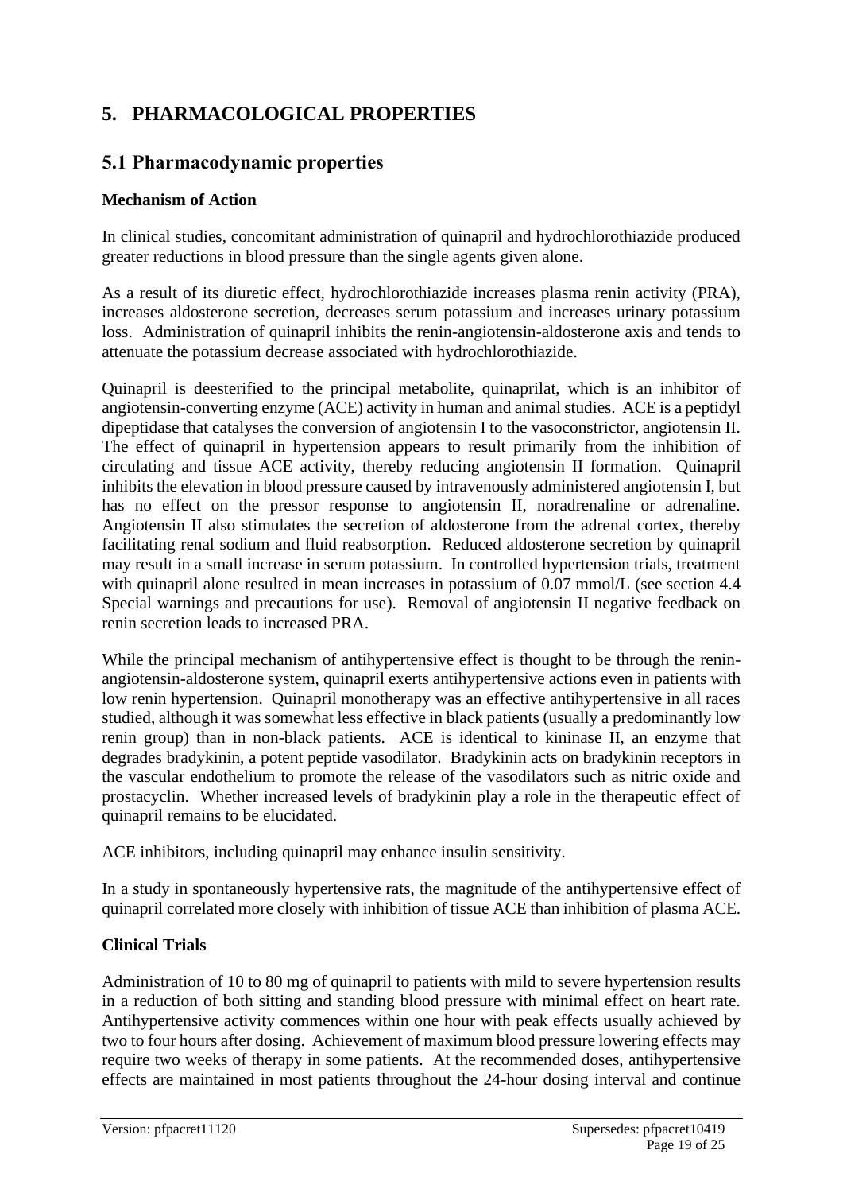# 5. PHARMACOLOGICAL PROPERTIES

## 5.1 Pharmacodynamic properties

### Mechanism of Action

In clinical studies, concomitant administration of quinapril and hydrochlorothiazide produced greater reductions in blood pressure than the single agents given alone.

As a result of its diuretic effect, hydrochlorothiazide increases plasma renin activity (PRA), increases aldosterone secretion, decreases serum potassium and increases urinary potassium loss. Administration of quinapril inhibits the renin-angiotensin-aldosterone axis and tends to attenuate the potassium decrease associated with hydrochlorothiazide.

Quinapril is deesterified to the principal metabolite, quinaprilat, which is an inhibitor of angiotensin-converting enzyme (ACE) activity in human and animal studies. ACE is a peptidyl dipeptidase that catalyses the conversion of angiotensin I to the vasoconstrictor, angiotensin II. The effect of quinapril in hypertension appears to result primarily from the inhibition of circulating and tissue ACE activity, thereby reducing angiotensin II formation. Quinapril inhibits the elevation in blood pressure caused by intravenously administered angiotensin I, but has no effect on the pressor response to angiotensin II, noradrenaline or adrenaline. Angiotensin II also stimulates the secretion of aldosterone from the adrenal cortex, thereby facilitating renal sodium and fluid reabsorption. Reduced aldosterone secretion by quinapril may result in a small increase in serum potassium. In controlled hypertension trials, treatment with quinapril alone resulted in mean increases in potassium of 0.07 mmol/L (see section 4.4 Special warnings and precautions for use). Removal of angiotensin II negative feedback on renin secretion leads to increased PRA.

While the principal mechanism of antihypertensive effect is thought to be through the renin-angiotensin-aldosterone system, quinapril exerts antihypertensive actions even in patients with low renin hypertension. Quinapril monotherapy was an effective antihypertensive in all races studied, although it was somewhat less effective in black patients (usually a predominantly low renin group) than in non-black patients. ACE is identical to kininase II, an enzyme that degrades bradykinin, a potent peptide vasodilator. Bradykinin acts on bradykinin receptors in the vascular endothelium to promote the release of the vasodilators such as nitric oxide and prostacyclin. Whether increased levels of bradykinin play a role in the therapeutic effect of quinapril remains to be elucidated.

ACE inhibitors, including quinapril may enhance insulin sensitivity.

In a study in spontaneously hypertensive rats, the magnitude of the antihypertensive effect of quinapril correlated more closely with inhibition of tissue ACE than inhibition of plasma ACE.

### Clinical Trials

Administration of 10 to 80 mg of quinapril to patients with mild to severe hypertension results in a reduction of both sitting and standing blood pressure with minimal effect on heart rate. Antihypertensive activity commences within one hour with peak effects usually achieved by two to four hours after dosing. Achievement of maximum blood pressure lowering effects may require two weeks of therapy in some patients. At the recommended doses, antihypertensive effects are maintained in most patients throughout the 24-hour dosing interval and continue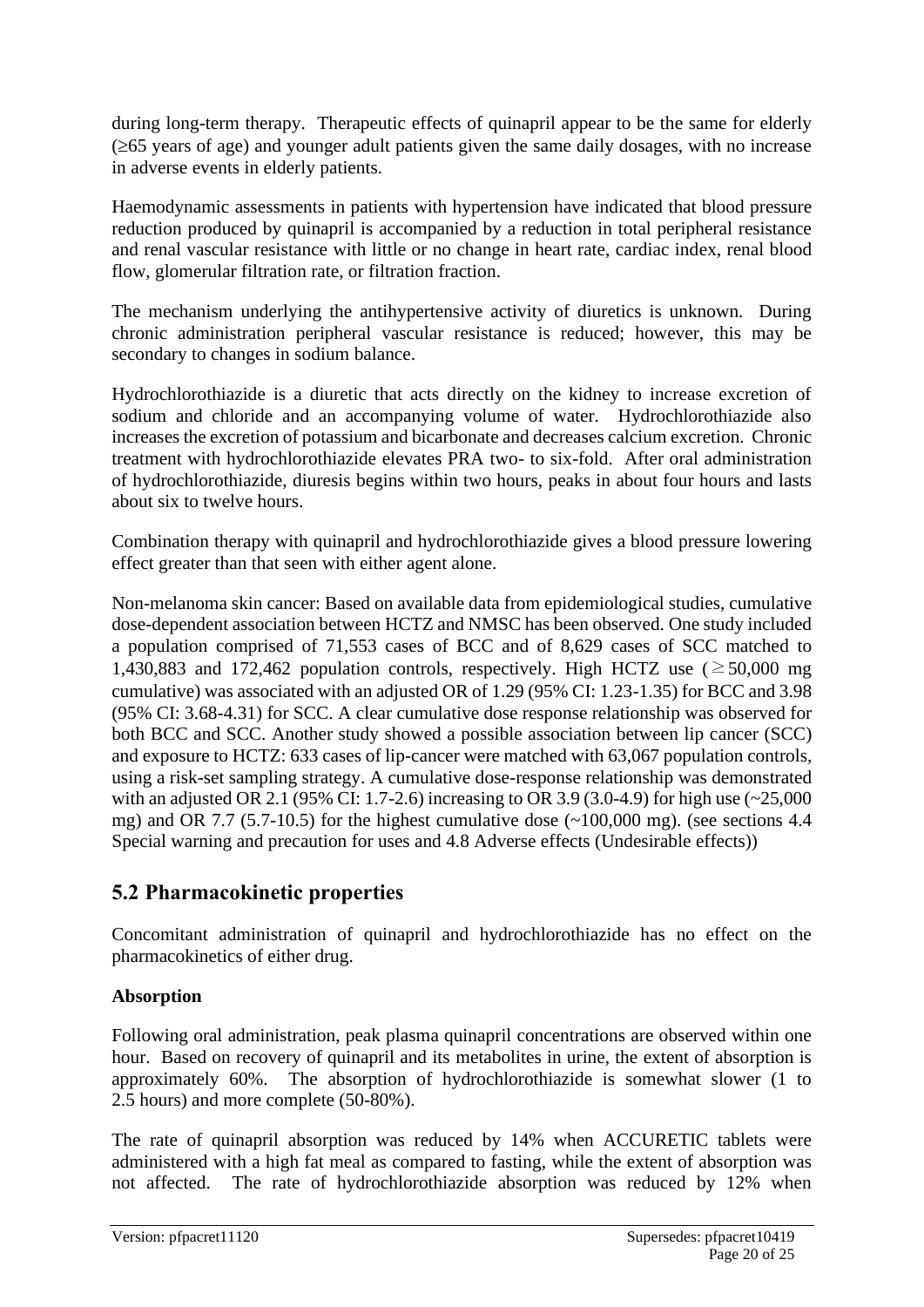during long-term therapy. Therapeutic effects of quinapril appear to be the same for elderly (≥65 years of age) and younger adult patients given the same daily dosages, with no increase in adverse events in elderly patients.

Haemodynamic assessments in patients with hypertension have indicated that blood pressure reduction produced by quinapril is accompanied by a reduction in total peripheral resistance and renal vascular resistance with little or no change in heart rate, cardiac index, renal blood flow, glomerular filtration rate, or filtration fraction.

The mechanism underlying the antihypertensive activity of diuretics is unknown. During chronic administration peripheral vascular resistance is reduced; however, this may be secondary to changes in sodium balance.

Hydrochlorothiazide is a diuretic that acts directly on the kidney to increase excretion of sodium and chloride and an accompanying volume of water. Hydrochlorothiazide also increases the excretion of potassium and bicarbonate and decreases calcium excretion. Chronic treatment with hydrochlorothiazide elevates PRA two- to six-fold. After oral administration of hydrochlorothiazide, diuresis begins within two hours, peaks in about four hours and lasts about six to twelve hours.

Combination therapy with quinapril and hydrochlorothiazide gives a blood pressure lowering effect greater than that seen with either agent alone.

Non-melanoma skin cancer: Based on available data from epidemiological studies, cumulative dose-dependent association between HCTZ and NMSC has been observed. One study included a population comprised of 71,553 cases of BCC and of 8,629 cases of SCC matched to 1,430,883 and 172,462 population controls, respectively. High HCTZ use (≥50,000 mg cumulative) was associated with an adjusted OR of 1.29 (95% CI: 1.23-1.35) for BCC and 3.98 (95% CI: 3.68-4.31) for SCC. A clear cumulative dose response relationship was observed for both BCC and SCC. Another study showed a possible association between lip cancer (SCC) and exposure to HCTZ: 633 cases of lip-cancer were matched with 63,067 population controls, using a risk-set sampling strategy. A cumulative dose-response relationship was demonstrated with an adjusted OR 2.1 (95% CI: 1.7-2.6) increasing to OR 3.9 (3.0-4.9) for high use (~25,000 mg) and OR 7.7 (5.7-10.5) for the highest cumulative dose (~100,000 mg). (see sections 4.4 Special warning and precaution for uses and 4.8 Adverse effects (Undesirable effects))

## 5.2 Pharmacokinetic properties

Concomitant administration of quinapril and hydrochlorothiazide has no effect on the pharmacokinetics of either drug.

**Absorption**

Following oral administration, peak plasma quinapril concentrations are observed within one hour. Based on recovery of quinapril and its metabolites in urine, the extent of absorption is approximately 60%. The absorption of hydrochlorothiazide is somewhat slower (1 to 2.5 hours) and more complete (50-80%).

The rate of quinapril absorption was reduced by 14% when ACCURETIC tablets were administered with a high fat meal as compared to fasting, while the extent of absorption was not affected. The rate of hydrochlorothiazide absorption was reduced by 12% when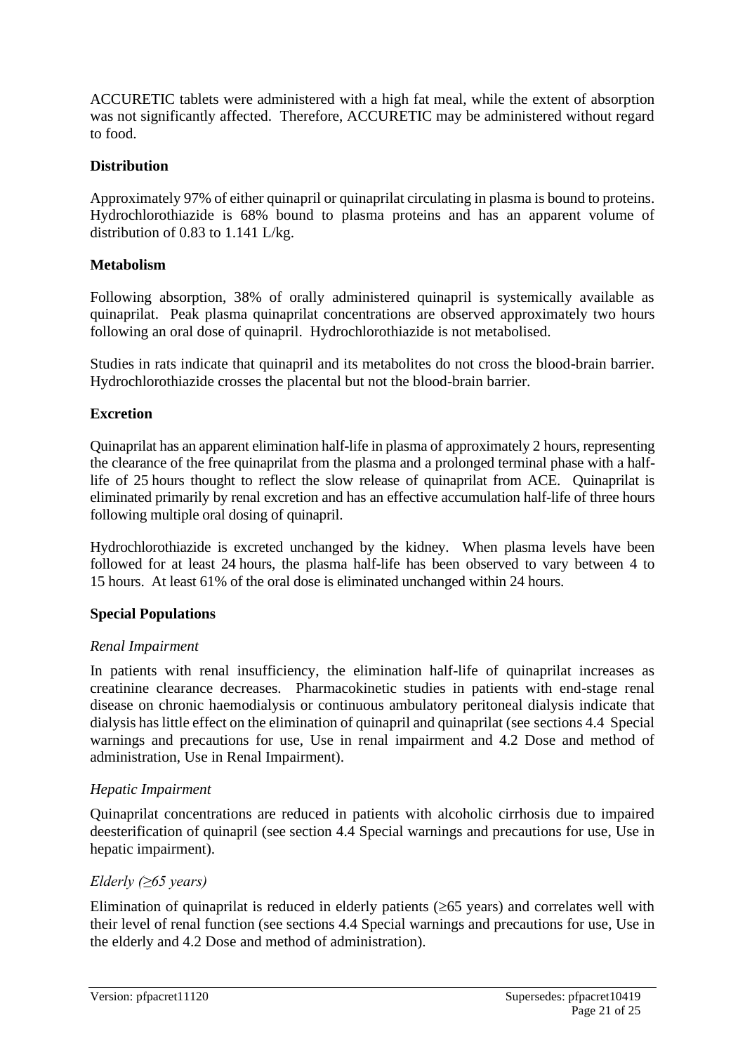ACCURETIC tablets were administered with a high fat meal, while the extent of absorption was not significantly affected. Therefore, ACCURETIC may be administered without regard to food.

**Distribution**

Approximately 97% of either quinapril or quinaprilat circulating in plasma is bound to proteins. Hydrochlorothiazide is 68% bound to plasma proteins and has an apparent volume of distribution of 0.83 to 1.141 L/kg.

**Metabolism**

Following absorption, 38% of orally administered quinapril is systemically available as quinaprilat. Peak plasma quinaprilat concentrations are observed approximately two hours following an oral dose of quinapril. Hydrochlorothiazide is not metabolised.

Studies in rats indicate that quinapril and its metabolites do not cross the blood-brain barrier. Hydrochlorothiazide crosses the placental but not the blood-brain barrier.

**Excretion**

Quinaprilat has an apparent elimination half-life in plasma of approximately 2 hours, representing the clearance of the free quinaprilat from the plasma and a prolonged terminal phase with a half-life of 25 hours thought to reflect the slow release of quinaprilat from ACE. Quinaprilat is eliminated primarily by renal excretion and has an effective accumulation half-life of three hours following multiple oral dosing of quinapril.

Hydrochlorothiazide is excreted unchanged by the kidney. When plasma levels have been followed for at least 24 hours, the plasma half-life has been observed to vary between 4 to 15 hours. At least 61% of the oral dose is eliminated unchanged within 24 hours.

**Special Populations**

*Renal Impairment*

In patients with renal insufficiency, the elimination half-life of quinaprilat increases as creatinine clearance decreases. Pharmacokinetic studies in patients with end-stage renal disease on chronic haemodialysis or continuous ambulatory peritoneal dialysis indicate that dialysis has little effect on the elimination of quinapril and quinaprilat (see sections 4.4 Special warnings and precautions for use, Use in renal impairment and 4.2 Dose and method of administration, Use in Renal Impairment).

*Hepatic Impairment*

Quinaprilat concentrations are reduced in patients with alcoholic cirrhosis due to impaired deesterification of quinapril (see section 4.4 Special warnings and precautions for use, Use in hepatic impairment).

*Elderly (≥65 years)*

Elimination of quinaprilat is reduced in elderly patients (≥65 years) and correlates well with their level of renal function (see sections 4.4 Special warnings and precautions for use, Use in the elderly and 4.2 Dose and method of administration).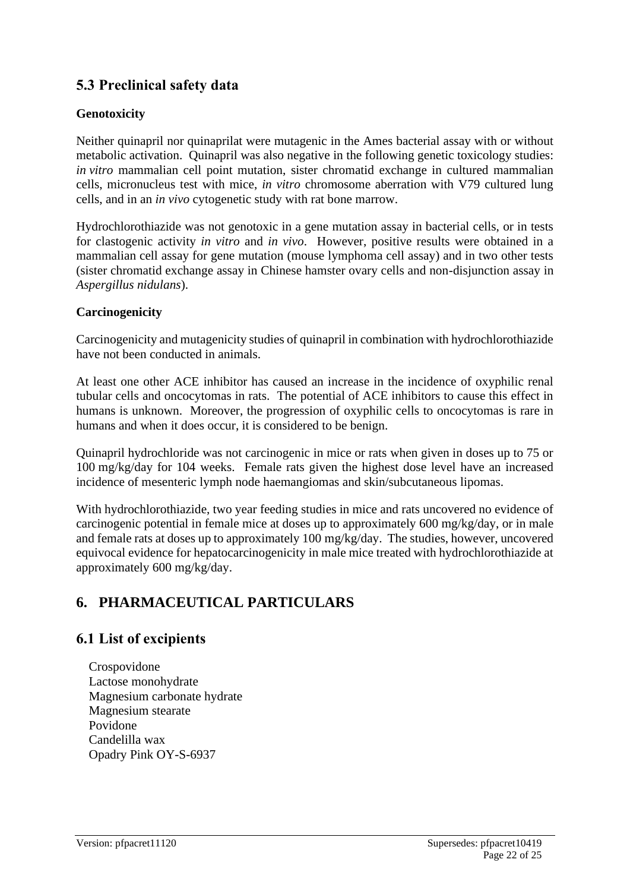## 5.3 Preclinical safety data

### Genotoxicity

Neither quinapril nor quinaprilat were mutagenic in the Ames bacterial assay with or without metabolic activation. Quinapril was also negative in the following genetic toxicology studies: *in vitro* mammalian cell point mutation, sister chromatid exchange in cultured mammalian cells, micronucleus test with mice, *in vitro* chromosome aberration with V79 cultured lung cells, and in an *in vivo* cytogenetic study with rat bone marrow.

Hydrochlorothiazide was not genotoxic in a gene mutation assay in bacterial cells, or in tests for clastogenic activity *in vitro* and *in vivo*. However, positive results were obtained in a mammalian cell assay for gene mutation (mouse lymphoma cell assay) and in two other tests (sister chromatid exchange assay in Chinese hamster ovary cells and non-disjunction assay in *Aspergillus nidulans*).

### Carcinogenicity

Carcinogenicity and mutagenicity studies of quinapril in combination with hydrochlorothiazide have not been conducted in animals.

At least one other ACE inhibitor has caused an increase in the incidence of oxyphilic renal tubular cells and oncocytomas in rats. The potential of ACE inhibitors to cause this effect in humans is unknown. Moreover, the progression of oxyphilic cells to oncocytomas is rare in humans and when it does occur, it is considered to be benign.

Quinapril hydrochloride was not carcinogenic in mice or rats when given in doses up to 75 or 100 mg/kg/day for 104 weeks. Female rats given the highest dose level have an increased incidence of mesenteric lymph node haemangiomas and skin/subcutaneous lipomas.

With hydrochlorothiazide, two year feeding studies in mice and rats uncovered no evidence of carcinogenic potential in female mice at doses up to approximately 600 mg/kg/day, or in male and female rats at doses up to approximately 100 mg/kg/day. The studies, however, uncovered equivocal evidence for hepatocarcinogenicity in male mice treated with hydrochlorothiazide at approximately 600 mg/kg/day.

# 6. PHARMACEUTICAL PARTICULARS

## 6.1 List of excipients

Crospovidone
Lactose monohydrate
Magnesium carbonate hydrate
Magnesium stearate
Povidone
Candelilla wax
Opadry Pink OY-S-6937

Version: pfpacret11120 Supersedes: pfpacret10419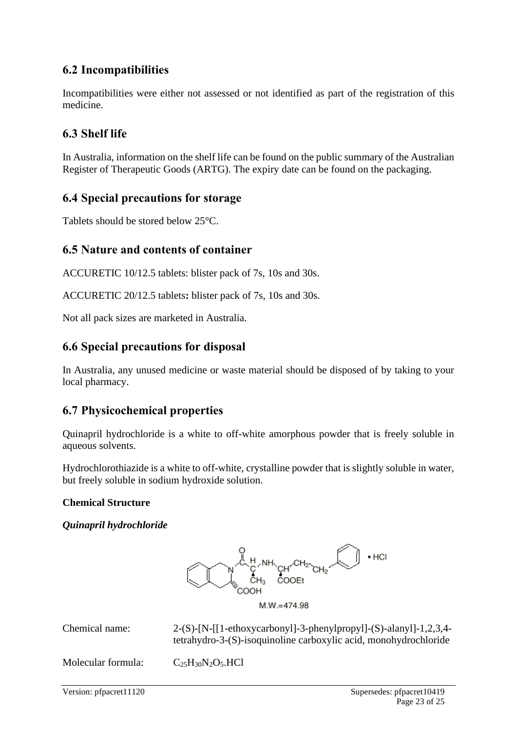## 6.2 Incompatibilities

Incompatibilities were either not assessed or not identified as part of the registration of this medicine.

## 6.3 Shelf life

In Australia, information on the shelf life can be found on the public summary of the Australian Register of Therapeutic Goods (ARTG). The expiry date can be found on the packaging.

## 6.4 Special precautions for storage

Tablets should be stored below 25°C.

## 6.5 Nature and contents of container

ACCURETIC 10/12.5 tablets: blister pack of 7s, 10s and 30s.

ACCURETIC 20/12.5 tablets**:** blister pack of 7s, 10s and 30s.

Not all pack sizes are marketed in Australia.

## 6.6 Special precautions for disposal

In Australia, any unused medicine or waste material should be disposed of by taking to your local pharmacy.

## 6.7 Physicochemical properties

Quinapril hydrochloride is a white to off-white amorphous powder that is freely soluble in aqueous solvents.

Hydrochlorothiazide is a white to off-white, crystalline powder that is slightly soluble in water, but freely soluble in sodium hydroxide solution.

**Chemical Structure**

***Quinapril hydrochloride***

• HCl

M.W.=474.98

Chemical name: 2-(S)-[N-[[1-ethoxycarbonyl]-3-phenylpropyl]-(S)-alanyl]-1,2,3,4-tetrahydro-3-(S)-isoquinoline carboxylic acid, monohydrochloride

Molecular formula: $C_{25}H_{30}N_2O_5.HCl$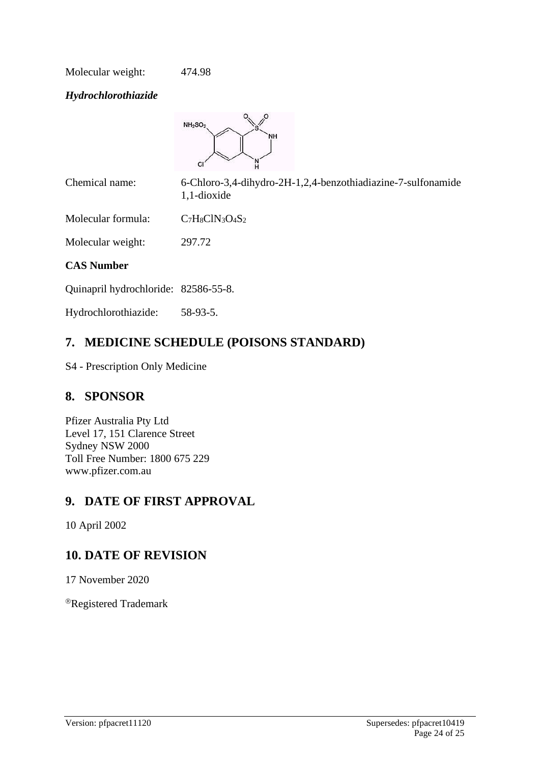Molecular weight: 474.98

***Hydrochlorothiazide***

Chemical name: 6-Chloro-3,4-dihydro-2H-1,2,4-benzothiadiazine-7-sulfonamide 1,1-dioxide

Molecular formula: $C_7H_8ClN_3O_4S_2$

Molecular weight: 297.72

**CAS Number**

Quinapril hydrochloride: 82586-55-8.

Hydrochlorothiazide: 58-93-5.

## 7. MEDICINE SCHEDULE (POISONS STANDARD)

S4 - Prescription Only Medicine

## 8. SPONSOR

Pfizer Australia Pty Ltd
Level 17, 151 Clarence Street
Sydney NSW 2000
Toll Free Number: 1800 675 229
www.pfizer.com.au

## 9. DATE OF FIRST APPROVAL

10 April 2002

## 10. DATE OF REVISION

17 November 2020

®Registered Trademark

Version: pfpacret11120 Supersedes: pfpacret10419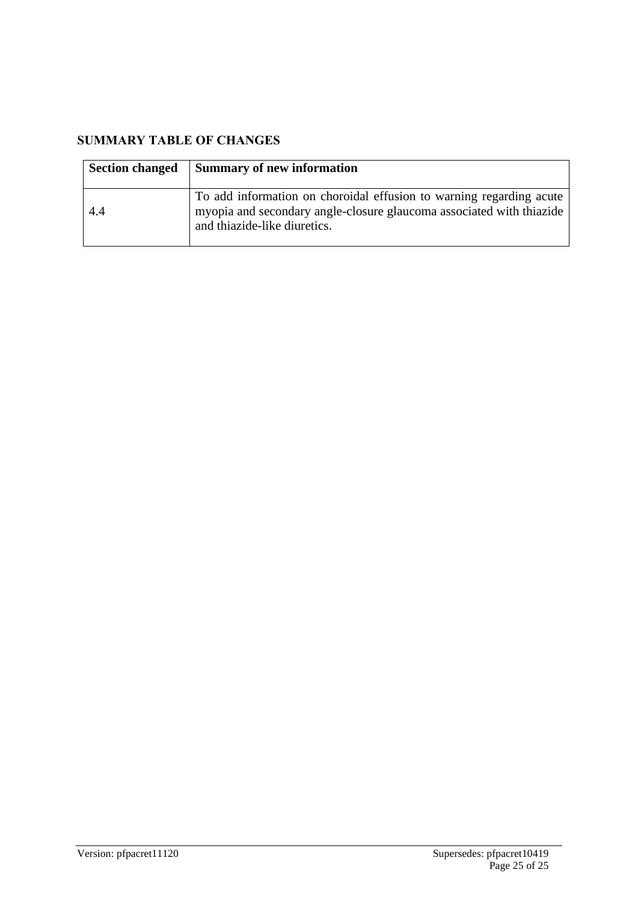## SUMMARY TABLE OF CHANGES

| Section changed | Summary of new information |
|---|---|
| 4.4 | To add information on choroidal effusion to warning regarding acute myopia and secondary angle-closure glaucoma associated with thiazide and thiazide-like diuretics. |

Version: pfpacret11120 Supersedes: pfpacret10419